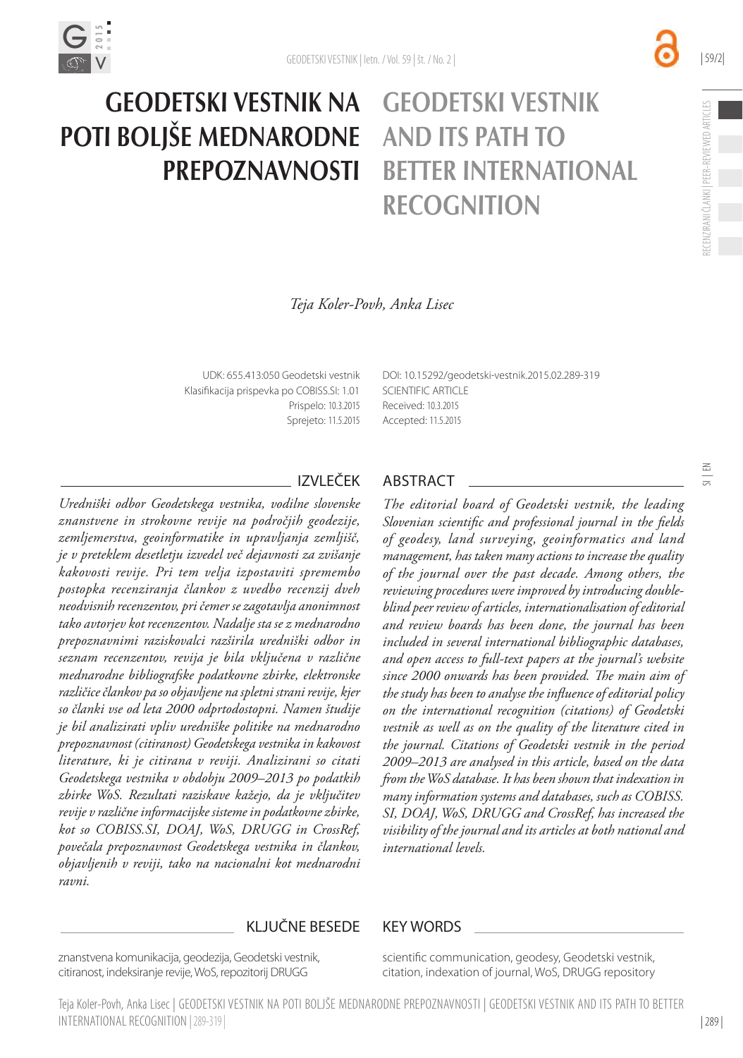# GEODETSKI VESTNIK NA POTI BOLJŠE MEDNARODNE PREPOZNAVNOSTI

# GEODETSKI VESTNIK AND ITS PATH TO BETTER INTERNATIONAL RECOGNITION

*Teja Koler-Povh, Anka Lisec*

UDK: 655.413:050 Geodetski vestnik
Klasifikacija prispevka po COBISS.SI: 1.01
Prispelo: 10.3.2015
Sprejeto: 11.5.2015

DOI: 10.15292/geodetski-vestnik.2015.02.289-319
SCIENTIFIC ARTICLE
Received: 10.3.2015
Accepted: 11.5.2015

## IZVLEČEK

*Uredniški odbor Geodetskega vestnika, vodilne slovenske znanstvene in strokovne revije na področjih geodezije, zemljemerstva, geoinformatike in upravljanja zemljišč, je v preteklem desetletju izvedel več dejavnosti za zvišanje kakovosti revije. Pri tem velja izpostaviti spremembo postopka recenziranja člankov z uvedbo recenzij dveh neodvisnih recenzentov, pri čemer se zagotavlja anonimnost tako avtorjev kot recenzentov. Nadalje sta se z mednarodno prepoznavnimi raziskovalci razširila uredniški odbor in seznam recenzentov, revija je bila vključena v različne mednarodne bibliografske podatkovne zbirke, elektronske različice člankov pa so objavljene na spletni strani revije, kjer so članki vse od leta 2000 odprtodostopni. Namen študije je bil analizirati vpliv uredniške politike na mednarodno prepoznavnost (citiranost) Geodetskega vestnika in kakovost literature, ki je citirana v reviji. Analizirani so citati Geodetskega vestnika v obdobju 2009–2013 po podatkih zbirke WoS. Rezultati raziskave kažejo, da je vključitev revije v različne informacijske sisteme in podatkovne zbirke, kot so COBISS.SI, DOAJ, WoS, DRUGG in CrossRef, povečala prepoznavnost Geodetskega vestnika in člankov, objavljenih v reviji, tako na nacionalni kot mednarodni ravni.*

## ABSTRACT

*The editorial board of Geodetski vestnik, the leading Slovenian scientific and professional journal in the fields of geodesy, land surveying, geoinformatics and land management, has taken many actions to increase the quality of the journal over the past decade. Among others, the reviewing procedures were improved by introducing double-blind peer review of articles, internationalisation of editorial and review boards has been done, the journal has been included in several international bibliographic databases, and open access to full-text papers at the journal's website since 2000 onwards has been provided. The main aim of the study has been to analyse the influence of editorial policy on the international recognition (citations) of Geodetski vestnik as well as on the quality of the literature cited in the journal. Citations of Geodetski vestnik in the period 2009–2013 are analysed in this article, based on the data from the WoS database. It has been shown that indexation in many information systems and databases, such as COBISS.SI, DOAJ, WoS, DRUGG and CrossRef, has increased the visibility of the journal and its articles at both national and international levels.*

## KLJUČNE BESEDE

znanstvena komunikacija, geodezija, Geodetski vestnik, citiranost, indeksiranje revije, WoS, repozitorij DRUGG

## KEY WORDS

scientific communication, geodesy, Geodetski vestnik, citation, indexation of journal, WoS, DRUGG repository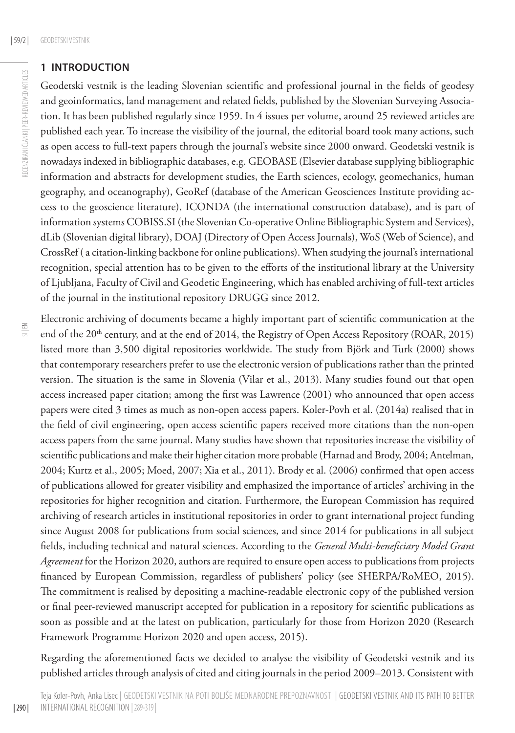## 1 INTRODUCTION

Geodetski vestnik is the leading Slovenian scientific and professional journal in the fields of geodesy and geoinformatics, land management and related fields, published by the Slovenian Surveying Association. It has been published regularly since 1959. In 4 issues per volume, around 25 reviewed articles are published each year. To increase the visibility of the journal, the editorial board took many actions, such as open access to full-text papers through the journal's website since 2000 onward. Geodetski vestnik is nowadays indexed in bibliographic databases, e.g. GEOBASE (Elsevier database supplying bibliographic information and abstracts for development studies, the Earth sciences, ecology, geomechanics, human geography, and oceanography), GeoRef (database of the American Geosciences Institute providing access to the geoscience literature), ICONDA (the international construction database), and is part of information systems COBISS.SI (the Slovenian Co-operative Online Bibliographic System and Services), dLib (Slovenian digital library), DOAJ (Directory of Open Access Journals), WoS (Web of Science), and CrossRef ( a citation-linking backbone for online publications). When studying the journal's international recognition, special attention has to be given to the efforts of the institutional library at the University of Ljubljana, Faculty of Civil and Geodetic Engineering, which has enabled archiving of full-text articles of the journal in the institutional repository DRUGG since 2012.

Electronic archiving of documents became a highly important part of scientific communication at the end of the 20th century, and at the end of 2014, the Registry of Open Access Repository (ROAR, 2015) listed more than 3,500 digital repositories worldwide. The study from Björk and Turk (2000) shows that contemporary researchers prefer to use the electronic version of publications rather than the printed version. The situation is the same in Slovenia (Vilar et al., 2013). Many studies found out that open access increased paper citation; among the first was Lawrence (2001) who announced that open access papers were cited 3 times as much as non-open access papers. Koler-Povh et al. (2014a) realised that in the field of civil engineering, open access scientific papers received more citations than the non-open access papers from the same journal. Many studies have shown that repositories increase the visibility of scientific publications and make their higher citation more probable (Harnad and Brody, 2004; Antelman, 2004; Kurtz et al., 2005; Moed, 2007; Xia et al., 2011). Brody et al. (2006) confirmed that open access of publications allowed for greater visibility and emphasized the importance of articles' archiving in the repositories for higher recognition and citation. Furthermore, the European Commission has required archiving of research articles in institutional repositories in order to grant international project funding since August 2008 for publications from social sciences, and since 2014 for publications in all subject fields, including technical and natural sciences. According to the *General Multi-beneficiary Model Grant Agreement* for the Horizon 2020, authors are required to ensure open access to publications from projects financed by European Commission, regardless of publishers' policy (see SHERPA/RoMEO, 2015). The commitment is realised by depositing a machine-readable electronic copy of the published version or final peer-reviewed manuscript accepted for publication in a repository for scientific publications as soon as possible and at the latest on publication, particularly for those from Horizon 2020 (Research Framework Programme Horizon 2020 and open access, 2015).

Regarding the aforementioned facts we decided to analyse the visibility of Geodetski vestnik and its published articles through analysis of cited and citing journals in the period 2009–2013. Consistent with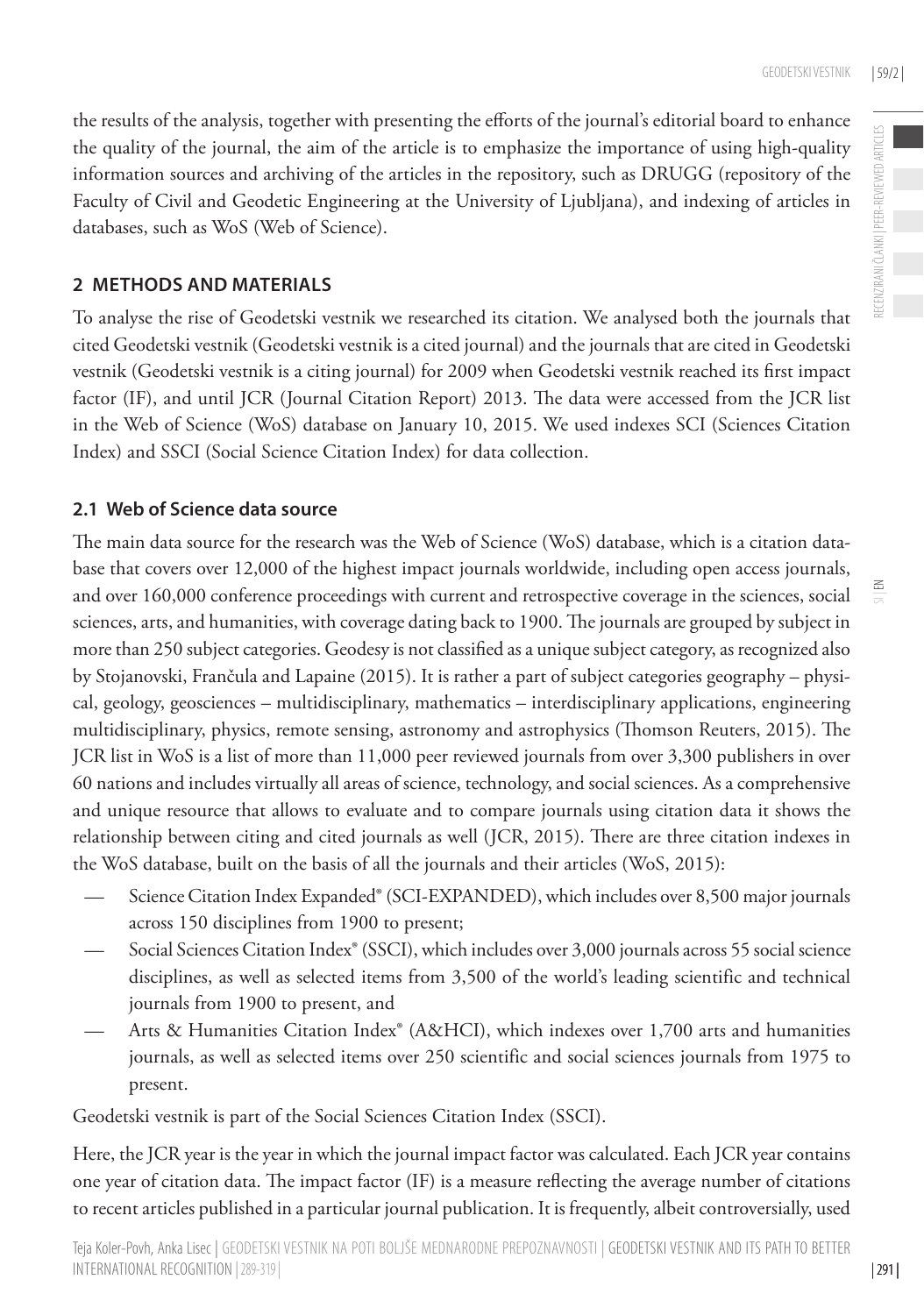the results of the analysis, together with presenting the efforts of the journal's editorial board to enhance the quality of the journal, the aim of the article is to emphasize the importance of using high-quality information sources and archiving of the articles in the repository, such as DRUGG (repository of the Faculty of Civil and Geodetic Engineering at the University of Ljubljana), and indexing of articles in databases, such as WoS (Web of Science).

## 2 METHODS AND MATERIALS

To analyse the rise of Geodetski vestnik we researched its citation. We analysed both the journals that cited Geodetski vestnik (Geodetski vestnik is a cited journal) and the journals that are cited in Geodetski vestnik (Geodetski vestnik is a citing journal) for 2009 when Geodetski vestnik reached its first impact factor (IF), and until JCR (Journal Citation Report) 2013. The data were accessed from the JCR list in the Web of Science (WoS) database on January 10, 2015. We used indexes SCI (Sciences Citation Index) and SSCI (Social Science Citation Index) for data collection.

### 2.1 Web of Science data source

The main data source for the research was the Web of Science (WoS) database, which is a citation database that covers over 12,000 of the highest impact journals worldwide, including open access journals, and over 160,000 conference proceedings with current and retrospective coverage in the sciences, social sciences, arts, and humanities, with coverage dating back to 1900. The journals are grouped by subject in more than 250 subject categories. Geodesy is not classified as a unique subject category, as recognized also by Stojanovski, Frančula and Lapaine (2015). It is rather a part of subject categories geography – physical, geology, geosciences – multidisciplinary, mathematics – interdisciplinary applications, engineering multidisciplinary, physics, remote sensing, astronomy and astrophysics (Thomson Reuters, 2015). The JCR list in WoS is a list of more than 11,000 peer reviewed journals from over 3,300 publishers in over 60 nations and includes virtually all areas of science, technology, and social sciences. As a comprehensive and unique resource that allows to evaluate and to compare journals using citation data it shows the relationship between citing and cited journals as well (JCR, 2015). There are three citation indexes in the WoS database, built on the basis of all the journals and their articles (WoS, 2015):

- Science Citation Index Expanded® (SCI-EXPANDED), which includes over 8,500 major journals across 150 disciplines from 1900 to present;
- Social Sciences Citation Index® (SSCI), which includes over 3,000 journals across 55 social science disciplines, as well as selected items from 3,500 of the world's leading scientific and technical journals from 1900 to present, and
- Arts & Humanities Citation Index® (A&HCI), which indexes over 1,700 arts and humanities journals, as well as selected items over 250 scientific and social sciences journals from 1975 to present.

Geodetski vestnik is part of the Social Sciences Citation Index (SSCI).

Here, the JCR year is the year in which the journal impact factor was calculated. Each JCR year contains one year of citation data. The impact factor (IF) is a measure reflecting the average number of citations to recent articles published in a particular journal publication. It is frequently, albeit controversially, used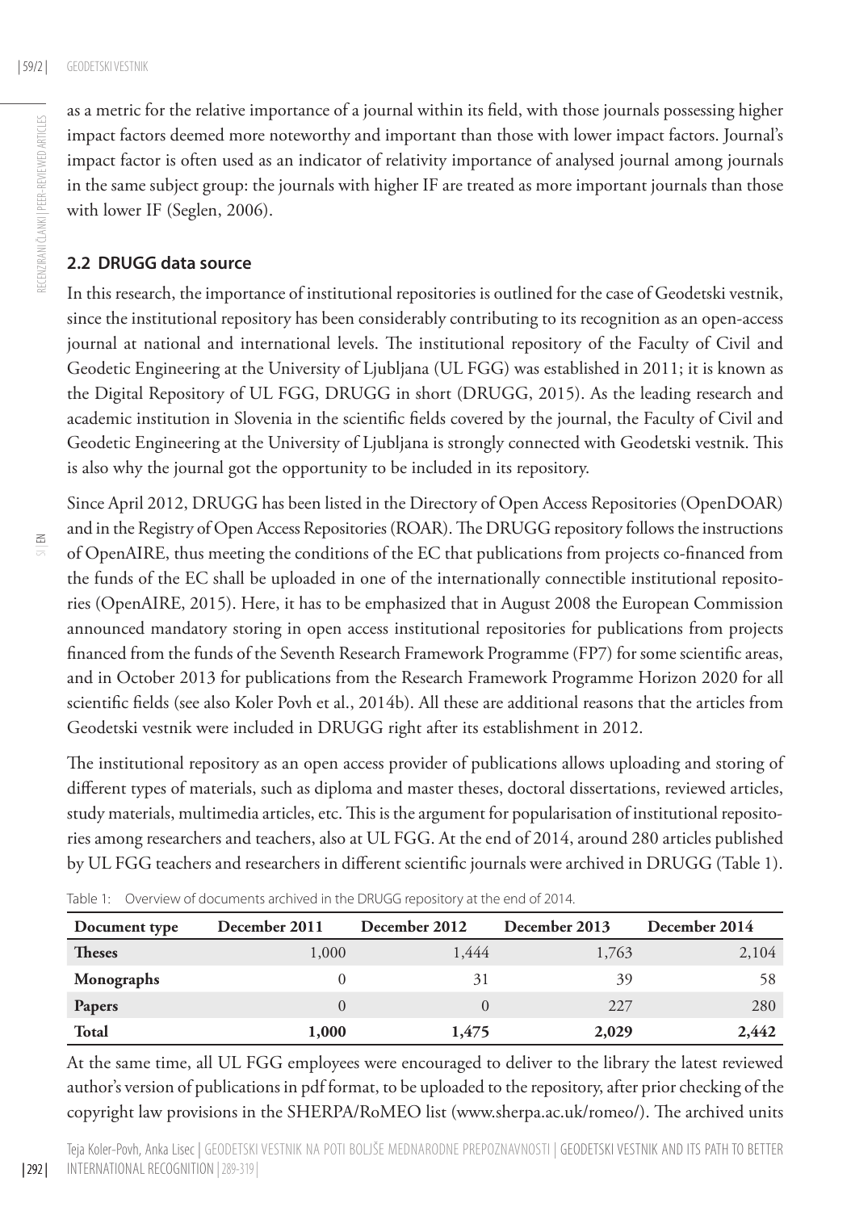as a metric for the relative importance of a journal within its field, with those journals possessing higher impact factors deemed more noteworthy and important than those with lower impact factors. Journal's impact factor is often used as an indicator of relativity importance of analysed journal among journals in the same subject group: the journals with higher IF are treated as more important journals than those with lower IF (Seglen, 2006).

### 2.2 DRUGG data source

In this research, the importance of institutional repositories is outlined for the case of Geodetski vestnik, since the institutional repository has been considerably contributing to its recognition as an open-access journal at national and international levels. The institutional repository of the Faculty of Civil and Geodetic Engineering at the University of Ljubljana (UL FGG) was established in 2011; it is known as the Digital Repository of UL FGG, DRUGG in short (DRUGG, 2015). As the leading research and academic institution in Slovenia in the scientific fields covered by the journal, the Faculty of Civil and Geodetic Engineering at the University of Ljubljana is strongly connected with Geodetski vestnik. This is also why the journal got the opportunity to be included in its repository.

Since April 2012, DRUGG has been listed in the Directory of Open Access Repositories (OpenDOAR) and in the Registry of Open Access Repositories (ROAR). The DRUGG repository follows the instructions of OpenAIRE, thus meeting the conditions of the EC that publications from projects co-financed from the funds of the EC shall be uploaded in one of the internationally connectible institutional repositories (OpenAIRE, 2015). Here, it has to be emphasized that in August 2008 the European Commission announced mandatory storing in open access institutional repositories for publications from projects financed from the funds of the Seventh Research Framework Programme (FP7) for some scientific areas, and in October 2013 for publications from the Research Framework Programme Horizon 2020 for all scientific fields (see also Koler Povh et al., 2014b). All these are additional reasons that the articles from Geodetski vestnik were included in DRUGG right after its establishment in 2012.

The institutional repository as an open access provider of publications allows uploading and storing of different types of materials, such as diploma and master theses, doctoral dissertations, reviewed articles, study materials, multimedia articles, etc. This is the argument for popularisation of institutional repositories among researchers and teachers, also at UL FGG. At the end of 2014, around 280 articles published by UL FGG teachers and researchers in different scientific journals were archived in DRUGG (Table 1).

Table 1: Overview of documents archived in the DRUGG repository at the end of 2014.

| Document type | December 2011 | December 2012 | December 2013 | December 2014 |
|---|---|---|---|---|
| **Theses** | 1,000 | 1,444 | 1,763 | 2,104 |
| **Monographs** | 0 | 31 | 39 | 58 |
| **Papers** | 0 | 0 | 227 | 280 |
| **Total** | **1,000** | **1,475** | **2,029** | **2,442** |

At the same time, all UL FGG employees were encouraged to deliver to the library the latest reviewed author's version of publications in pdf format, to be uploaded to the repository, after prior checking of the copyright law provisions in the SHERPA/RoMEO list (www.sherpa.ac.uk/romeo/). The archived units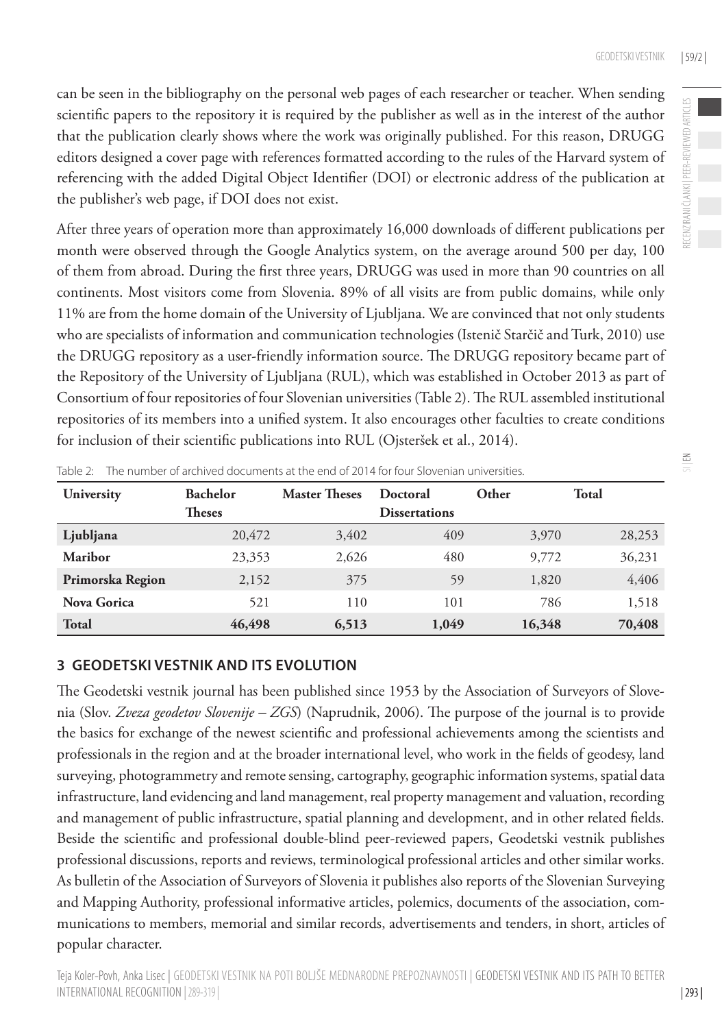can be seen in the bibliography on the personal web pages of each researcher or teacher. When sending scientific papers to the repository it is required by the publisher as well as in the interest of the author that the publication clearly shows where the work was originally published. For this reason, DRUGG editors designed a cover page with references formatted according to the rules of the Harvard system of referencing with the added Digital Object Identifier (DOI) or electronic address of the publication at the publisher's web page, if DOI does not exist.

After three years of operation more than approximately 16,000 downloads of different publications per month were observed through the Google Analytics system, on the average around 500 per day, 100 of them from abroad. During the first three years, DRUGG was used in more than 90 countries on all continents. Most visitors come from Slovenia. 89% of all visits are from public domains, while only 11% are from the home domain of the University of Ljubljana. We are convinced that not only students who are specialists of information and communication technologies (Istenič Starčič and Turk, 2010) use the DRUGG repository as a user-friendly information source. The DRUGG repository became part of the Repository of the University of Ljubljana (RUL), which was established in October 2013 as part of Consortium of four repositories of four Slovenian universities (Table 2). The RUL assembled institutional repositories of its members into a unified system. It also encourages other faculties to create conditions for inclusion of their scientific publications into RUL (Ojsteršek et al., 2014).

Table 2: The number of archived documents at the end of 2014 for four Slovenian universities.

| University | Bachelor Theses | Master Theses | Doctoral Dissertations | Other | Total |
|---|---|---|---|---|---|
| **Ljubljana** | 20,472 | 3,402 | 409 | 3,970 | 28,253 |
| **Maribor** | 23,353 | 2,626 | 480 | 9,772 | 36,231 |
| **Primorska Region** | 2,152 | 375 | 59 | 1,820 | 4,406 |
| **Nova Gorica** | 521 | 110 | 101 | 786 | 1,518 |
| **Total** | **46,498** | **6,513** | **1,049** | **16,348** | **70,408** |

## 3 GEODETSKI VESTNIK AND ITS EVOLUTION

The Geodetski vestnik journal has been published since 1953 by the Association of Surveyors of Slovenia (Slov. *Zveza geodetov Slovenije – ZGS*) (Naprudnik, 2006). The purpose of the journal is to provide the basics for exchange of the newest scientific and professional achievements among the scientists and professionals in the region and at the broader international level, who work in the fields of geodesy, land surveying, photogrammetry and remote sensing, cartography, geographic information systems, spatial data infrastructure, land evidencing and land management, real property management and valuation, recording and management of public infrastructure, spatial planning and development, and in other related fields. Beside the scientific and professional double-blind peer-reviewed papers, Geodetski vestnik publishes professional discussions, reports and reviews, terminological professional articles and other similar works. As bulletin of the Association of Surveyors of Slovenia it publishes also reports of the Slovenian Surveying and Mapping Authority, professional informative articles, polemics, documents of the association, communications to members, memorial and similar records, advertisements and tenders, in short, articles of popular character.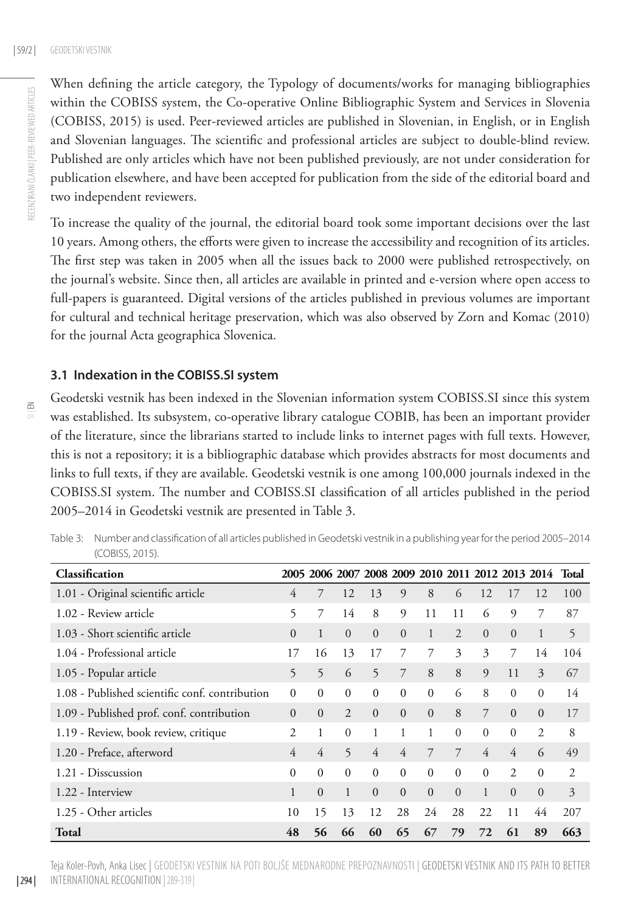When defining the article category, the Typology of documents/works for managing bibliographies within the COBISS system, the Co-operative Online Bibliographic System and Services in Slovenia (COBISS, 2015) is used. Peer-reviewed articles are published in Slovenian, in English, or in English and Slovenian languages. The scientific and professional articles are subject to double-blind review. Published are only articles which have not been published previously, are not under consideration for publication elsewhere, and have been accepted for publication from the side of the editorial board and two independent reviewers.

To increase the quality of the journal, the editorial board took some important decisions over the last 10 years. Among others, the efforts were given to increase the accessibility and recognition of its articles. The first step was taken in 2005 when all the issues back to 2000 were published retrospectively, on the journal's website. Since then, all articles are available in printed and e-version where open access to full-papers is guaranteed. Digital versions of the articles published in previous volumes are important for cultural and technical heritage preservation, which was also observed by Zorn and Komac (2010) for the journal Acta geographica Slovenica.

### 3.1 Indexation in the COBISS.SI system

Geodetski vestnik has been indexed in the Slovenian information system COBISS.SI since this system was established. Its subsystem, co-operative library catalogue COBIB, has been an important provider of the literature, since the librarians started to include links to internet pages with full texts. However, this is not a repository; it is a bibliographic database which provides abstracts for most documents and links to full texts, if they are available. Geodetski vestnik is one among 100,000 journals indexed in the COBISS.SI system. The number and COBISS.SI classification of all articles published in the period 2005–2014 in Geodetski vestnik are presented in Table 3.

Table 3: Number and classification of all articles published in Geodetski vestnik in a publishing year for the period 2005–2014 (COBISS, 2015).

| Classification | 2005 | 2006 | 2007 | 2008 | 2009 | 2010 | 2011 | 2012 | 2013 | 2014 | Total |
|---|---|---|---|---|---|---|---|---|---|---|---|
| 1.01 - Original scientific article | 4 | 7 | 12 | 13 | 9 | 8 | 6 | 12 | 17 | 12 | 100 |
| 1.02 - Review article | 5 | 7 | 14 | 8 | 9 | 11 | 11 | 6 | 9 | 7 | 87 |
| 1.03 - Short scientific article | 0 | 1 | 0 | 0 | 0 | 1 | 2 | 0 | 0 | 1 | 5 |
| 1.04 - Professional article | 17 | 16 | 13 | 17 | 7 | 7 | 3 | 3 | 7 | 14 | 104 |
| 1.05 - Popular article | 5 | 5 | 6 | 5 | 7 | 8 | 8 | 9 | 11 | 3 | 67 |
| 1.08 - Published scientific conf. contribution | 0 | 0 | 0 | 0 | 0 | 0 | 6 | 8 | 0 | 0 | 14 |
| 1.09 - Published prof. conf. contribution | 0 | 0 | 2 | 0 | 0 | 0 | 8 | 7 | 0 | 0 | 17 |
| 1.19 - Review, book review, critique | 2 | 1 | 0 | 1 | 1 | 1 | 0 | 0 | 0 | 2 | 8 |
| 1.20 - Preface, afterword | 4 | 4 | 5 | 4 | 4 | 7 | 7 | 4 | 4 | 6 | 49 |
| 1.21 - Disscussion | 0 | 0 | 0 | 0 | 0 | 0 | 0 | 0 | 2 | 0 | 2 |
| 1.22 - Interview | 1 | 0 | 1 | 0 | 0 | 0 | 0 | 1 | 0 | 0 | 3 |
| 1.25 - Other articles | 10 | 15 | 13 | 12 | 28 | 24 | 28 | 22 | 11 | 44 | 207 |
| **Total** | **48** | **56** | **66** | **60** | **65** | **67** | **79** | **72** | **61** | **89** | **663** |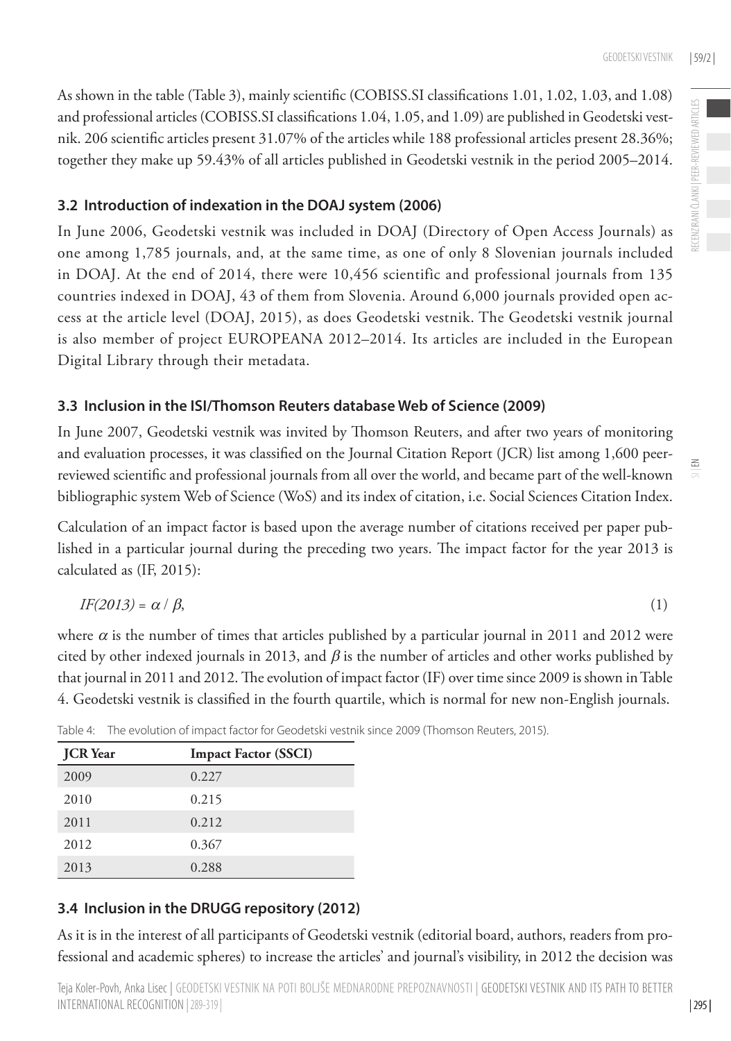As shown in the table (Table 3), mainly scientific (COBISS.SI classifications 1.01, 1.02, 1.03, and 1.08) and professional articles (COBISS.SI classifications 1.04, 1.05, and 1.09) are published in Geodetski vestnik. 206 scientific articles present 31.07% of the articles while 188 professional articles present 28.36%; together they make up 59.43% of all articles published in Geodetski vestnik in the period 2005–2014.

### 3.2 Introduction of indexation in the DOAJ system (2006)

In June 2006, Geodetski vestnik was included in DOAJ (Directory of Open Access Journals) as one among 1,785 journals, and, at the same time, as one of only 8 Slovenian journals included in DOAJ. At the end of 2014, there were 10,456 scientific and professional journals from 135 countries indexed in DOAJ, 43 of them from Slovenia. Around 6,000 journals provided open access at the article level (DOAJ, 2015), as does Geodetski vestnik. The Geodetski vestnik journal is also member of project EUROPEANA 2012–2014. Its articles are included in the European Digital Library through their metadata.

### 3.3 Inclusion in the ISI/Thomson Reuters database Web of Science (2009)

In June 2007, Geodetski vestnik was invited by Thomson Reuters, and after two years of monitoring and evaluation processes, it was classified on the Journal Citation Report (JCR) list among 1,600 peer-reviewed scientific and professional journals from all over the world, and became part of the well-known bibliographic system Web of Science (WoS) and its index of citation, i.e. Social Sciences Citation Index.

Calculation of an impact factor is based upon the average number of citations received per paper published in a particular journal during the preceding two years. The impact factor for the year 2013 is calculated as (IF, 2015):

$$IF(2013) = \alpha / \beta, \tag{1}$$

where $\alpha$ is the number of times that articles published by a particular journal in 2011 and 2012 were cited by other indexed journals in 2013, and $\beta$ is the number of articles and other works published by that journal in 2011 and 2012. The evolution of impact factor (IF) over time since 2009 is shown in Table 4. Geodetski vestnik is classified in the fourth quartile, which is normal for new non-English journals.

Table 4: The evolution of impact factor for Geodetski vestnik since 2009 (Thomson Reuters, 2015).

| JCR Year | Impact Factor (SSCI) |
|---|---|
| 2009 | 0.227 |
| 2010 | 0.215 |
| 2011 | 0.212 |
| 2012 | 0.367 |
| 2013 | 0.288 |

### 3.4 Inclusion in the DRUGG repository (2012)

As it is in the interest of all participants of Geodetski vestnik (editorial board, authors, readers from professional and academic spheres) to increase the articles' and journal's visibility, in 2012 the decision was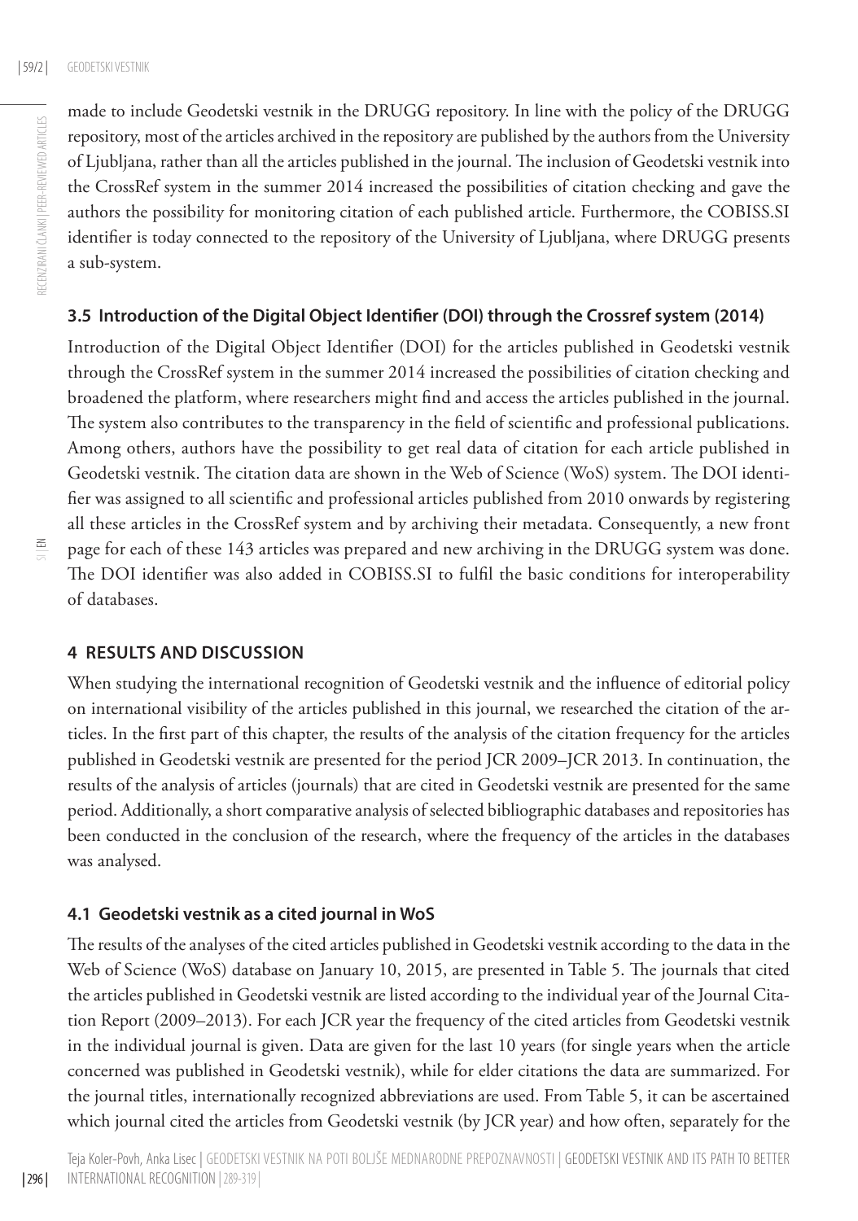made to include Geodetski vestnik in the DRUGG repository. In line with the policy of the DRUGG repository, most of the articles archived in the repository are published by the authors from the University of Ljubljana, rather than all the articles published in the journal. The inclusion of Geodetski vestnik into the CrossRef system in the summer 2014 increased the possibilities of citation checking and gave the authors the possibility for monitoring citation of each published article. Furthermore, the COBISS.SI identifier is today connected to the repository of the University of Ljubljana, where DRUGG presents a sub-system.

### 3.5 Introduction of the Digital Object Identifier (DOI) through the Crossref system (2014)

Introduction of the Digital Object Identifier (DOI) for the articles published in Geodetski vestnik through the CrossRef system in the summer 2014 increased the possibilities of citation checking and broadened the platform, where researchers might find and access the articles published in the journal. The system also contributes to the transparency in the field of scientific and professional publications. Among others, authors have the possibility to get real data of citation for each article published in Geodetski vestnik. The citation data are shown in the Web of Science (WoS) system. The DOI identifier was assigned to all scientific and professional articles published from 2010 onwards by registering all these articles in the CrossRef system and by archiving their metadata. Consequently, a new front page for each of these 143 articles was prepared and new archiving in the DRUGG system was done. The DOI identifier was also added in COBISS.SI to fulfil the basic conditions for interoperability of databases.

## 4 RESULTS AND DISCUSSION

When studying the international recognition of Geodetski vestnik and the influence of editorial policy on international visibility of the articles published in this journal, we researched the citation of the articles. In the first part of this chapter, the results of the analysis of the citation frequency for the articles published in Geodetski vestnik are presented for the period JCR 2009–JCR 2013. In continuation, the results of the analysis of articles (journals) that are cited in Geodetski vestnik are presented for the same period. Additionally, a short comparative analysis of selected bibliographic databases and repositories has been conducted in the conclusion of the research, where the frequency of the articles in the databases was analysed.

### 4.1 Geodetski vestnik as a cited journal in WoS

The results of the analyses of the cited articles published in Geodetski vestnik according to the data in the Web of Science (WoS) database on January 10, 2015, are presented in Table 5. The journals that cited the articles published in Geodetski vestnik are listed according to the individual year of the Journal Citation Report (2009–2013). For each JCR year the frequency of the cited articles from Geodetski vestnik in the individual journal is given. Data are given for the last 10 years (for single years when the article concerned was published in Geodetski vestnik), while for elder citations the data are summarized. For the journal titles, internationally recognized abbreviations are used. From Table 5, it can be ascertained which journal cited the articles from Geodetski vestnik (by JCR year) and how often, separately for the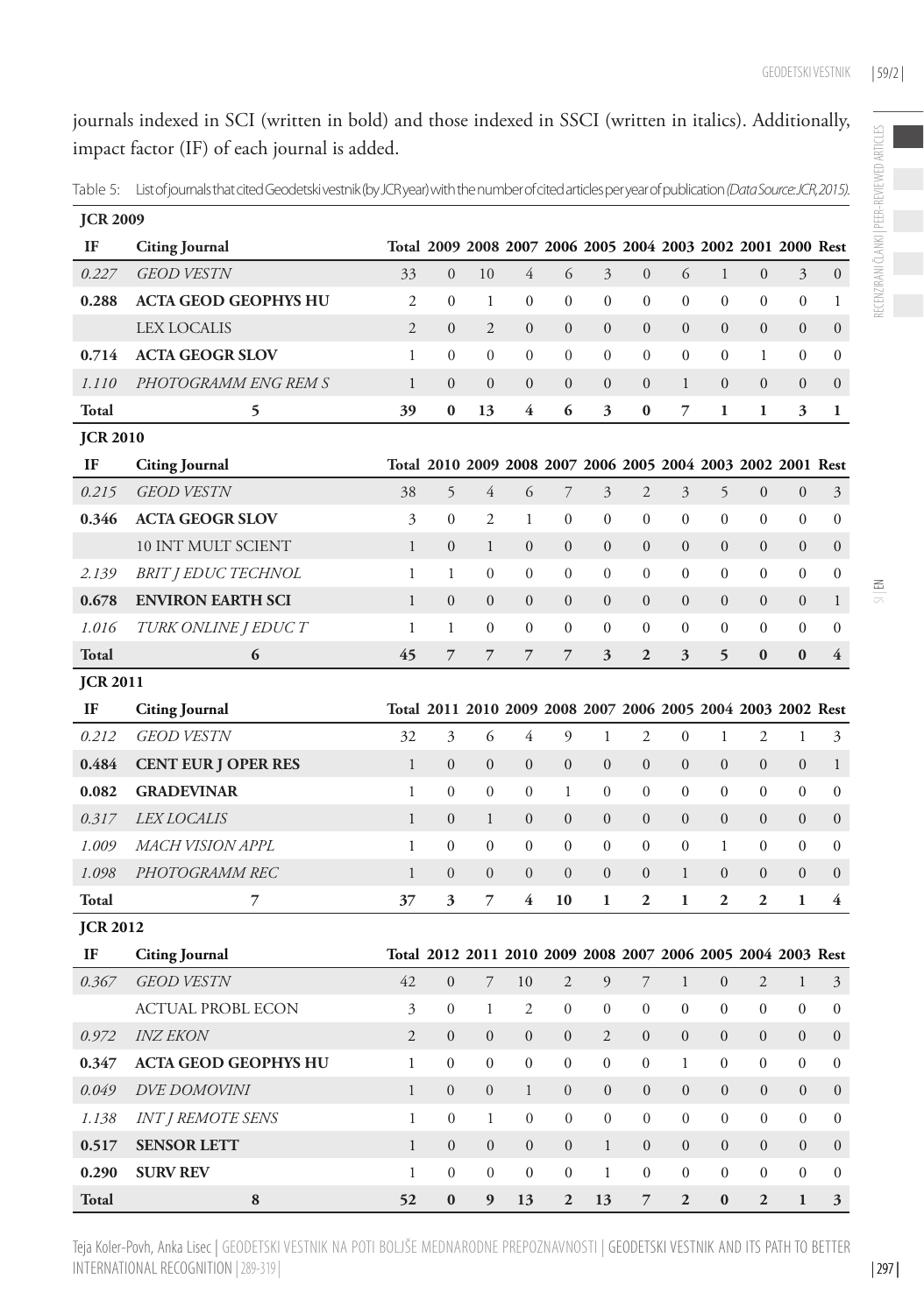journals indexed in SCI (written in bold) and those indexed in SSCI (written in italics). Additionally, impact factor (IF) of each journal is added.

Table 5: List of journals that cited Geodetski vestnik (by JCR year) with the number of cited articles per year of publication *(Data Source: JCR, 2015).*

| **JCR 2009** | | | | | | | | | | | | | |
|---|---|---|---|---|---|---|---|---|---|---|---|---|---|
| **IF** | **Citing Journal** | **Total** | **2009** | **2008** | **2007** | **2006** | **2005** | **2004** | **2003** | **2002** | **2001** | **2000** | **Rest** |
| *0.227* | *GEOD VESTN* | 33 | 0 | 10 | 4 | 6 | 3 | 0 | 6 | 1 | 0 | 3 | 0 |
| **0.288** | **ACTA GEOD GEOPHYS HU** | 2 | 0 | 1 | 0 | 0 | 0 | 0 | 0 | 0 | 0 | 0 | 1 |
| | LEX LOCALIS | 2 | 0 | 2 | 0 | 0 | 0 | 0 | 0 | 0 | 0 | 0 | 0 |
| **0.714** | **ACTA GEOGR SLOV** | 1 | 0 | 0 | 0 | 0 | 0 | 0 | 0 | 0 | 1 | 0 | 0 |
| *1.110* | *PHOTOGRAMM ENG REM S* | 1 | 0 | 0 | 0 | 0 | 0 | 0 | 1 | 0 | 0 | 0 | 0 |
| **Total** | **5** | **39** | **0** | **13** | **4** | **6** | **3** | **0** | **7** | **1** | **1** | **3** | **1** |

| **JCR 2010** | | | | | | | | | | | | | |
|---|---|---|---|---|---|---|---|---|---|---|---|---|---|
| **IF** | **Citing Journal** | **Total** | **2010** | **2009** | **2008** | **2007** | **2006** | **2005** | **2004** | **2003** | **2002** | **2001** | **Rest** |
| *0.215* | *GEOD VESTN* | 38 | 5 | 4 | 6 | 7 | 3 | 2 | 3 | 5 | 0 | 0 | 3 |
| **0.346** | **ACTA GEOGR SLOV** | 3 | 0 | 2 | 1 | 0 | 0 | 0 | 0 | 0 | 0 | 0 | 0 |
| | 10 INT MULT SCIENT | 1 | 0 | 1 | 0 | 0 | 0 | 0 | 0 | 0 | 0 | 0 | 0 |
| *2.139* | *BRIT J EDUC TECHNOL* | 1 | 1 | 0 | 0 | 0 | 0 | 0 | 0 | 0 | 0 | 0 | 0 |
| **0.678** | **ENVIRON EARTH SCI** | 1 | 0 | 0 | 0 | 0 | 0 | 0 | 0 | 0 | 0 | 0 | 1 |
| *1.016* | *TURK ONLINE J EDUC T* | 1 | 1 | 0 | 0 | 0 | 0 | 0 | 0 | 0 | 0 | 0 | 0 |
| **Total** | **6** | **45** | **7** | **7** | **7** | **7** | **3** | **2** | **3** | **5** | **0** | **0** | **4** |

| **JCR 2011** | | | | | | | | | | | | | |
|---|---|---|---|---|---|---|---|---|---|---|---|---|---|
| **IF** | **Citing Journal** | **Total** | **2011** | **2010** | **2009** | **2008** | **2007** | **2006** | **2005** | **2004** | **2003** | **2002** | **Rest** |
| *0.212* | *GEOD VESTN* | 32 | 3 | 6 | 4 | 9 | 1 | 2 | 0 | 1 | 2 | 1 | 3 |
| **0.484** | **CENT EUR J OPER RES** | 1 | 0 | 0 | 0 | 0 | 0 | 0 | 0 | 0 | 0 | 0 | 1 |
| **0.082** | **GRADEVINAR** | 1 | 0 | 0 | 0 | 1 | 0 | 0 | 0 | 0 | 0 | 0 | 0 |
| *0.317* | *LEX LOCALIS* | 1 | 0 | 1 | 0 | 0 | 0 | 0 | 0 | 0 | 0 | 0 | 0 |
| *1.009* | *MACH VISION APPL* | 1 | 0 | 0 | 0 | 0 | 0 | 0 | 0 | 1 | 0 | 0 | 0 |
| *1.098* | *PHOTOGRAMM REC* | 1 | 0 | 0 | 0 | 0 | 0 | 0 | 1 | 0 | 0 | 0 | 0 |
| **Total** | **7** | **37** | **3** | **7** | **4** | **10** | **1** | **2** | **1** | **2** | **2** | **1** | **4** |

| **JCR 2012** | | | | | | | | | | | | | |
|---|---|---|---|---|---|---|---|---|---|---|---|---|---|
| **IF** | **Citing Journal** | **Total** | **2012** | **2011** | **2010** | **2009** | **2008** | **2007** | **2006** | **2005** | **2004** | **2003** | **Rest** |
| *0.367* | *GEOD VESTN* | 42 | 0 | 7 | 10 | 2 | 9 | 7 | 1 | 0 | 2 | 1 | 3 |
| | ACTUAL PROBL ECON | 3 | 0 | 1 | 2 | 0 | 0 | 0 | 0 | 0 | 0 | 0 | 0 |
| *0.972* | *INZ EKON* | 2 | 0 | 0 | 0 | 0 | 2 | 0 | 0 | 0 | 0 | 0 | 0 |
| **0.347** | **ACTA GEOD GEOPHYS HU** | 1 | 0 | 0 | 0 | 0 | 0 | 0 | 1 | 0 | 0 | 0 | 0 |
| *0.049* | *DVE DOMOVINI* | 1 | 0 | 0 | 1 | 0 | 0 | 0 | 0 | 0 | 0 | 0 | 0 |
| *1.138* | *INT J REMOTE SENS* | 1 | 0 | 1 | 0 | 0 | 0 | 0 | 0 | 0 | 0 | 0 | 0 |
| **0.517** | **SENSOR LETT** | 1 | 0 | 0 | 0 | 0 | 1 | 0 | 0 | 0 | 0 | 0 | 0 |
| **0.290** | **SURV REV** | 1 | 0 | 0 | 0 | 0 | 1 | 0 | 0 | 0 | 0 | 0 | 0 |
| **Total** | **8** | **52** | **0** | **9** | **13** | **2** | **13** | **7** | **2** | **0** | **2** | **1** | **3** |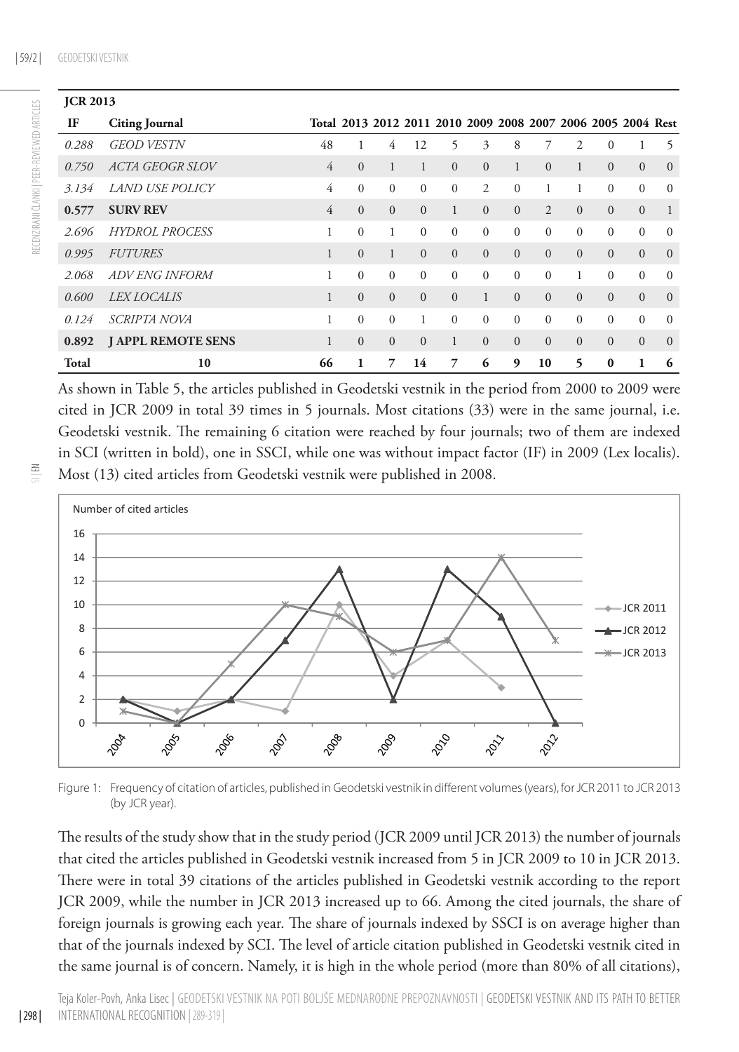| **JCR 2013** | | | | | | | | | | | | | |
|---|---|---|---|---|---|---|---|---|---|---|---|---|---|
| **IF** | **Citing Journal** | **Total** | **2013** | **2012** | **2011** | **2010** | **2009** | **2008** | **2007** | **2006** | **2005** | **2004** | **Rest** |
| *0.288* | *GEOD VESTN* | 48 | 1 | 4 | 12 | 5 | 3 | 8 | 7 | 2 | 0 | 1 | 5 |
| *0.750* | *ACTA GEOGR SLOV* | 4 | 0 | 1 | 1 | 0 | 0 | 1 | 0 | 1 | 0 | 0 | 0 |
| *3.134* | *LAND USE POLICY* | 4 | 0 | 0 | 0 | 0 | 2 | 0 | 1 | 1 | 0 | 0 | 0 |
| **0.577** | **SURV REV** | 4 | 0 | 0 | 0 | 1 | 0 | 0 | 2 | 0 | 0 | 0 | 1 |
| *2.696* | *HYDROL PROCESS* | 1 | 0 | 1 | 0 | 0 | 0 | 0 | 0 | 0 | 0 | 0 | 0 |
| *0.995* | *FUTURES* | 1 | 0 | 1 | 0 | 0 | 0 | 0 | 0 | 0 | 0 | 0 | 0 |
| *2.068* | *ADV ENG INFORM* | 1 | 0 | 0 | 0 | 0 | 0 | 0 | 0 | 1 | 0 | 0 | 0 |
| *0.600* | *LEX LOCALIS* | 1 | 0 | 0 | 0 | 0 | 1 | 0 | 0 | 0 | 0 | 0 | 0 |
| *0.124* | *SCRIPTA NOVA* | 1 | 0 | 0 | 1 | 0 | 0 | 0 | 0 | 0 | 0 | 0 | 0 |
| **0.892** | **J APPL REMOTE SENS** | 1 | 0 | 0 | 0 | 1 | 0 | 0 | 0 | 0 | 0 | 0 | 0 |
| **Total** | **10** | **66** | **1** | **7** | **14** | **7** | **6** | **9** | **10** | **5** | **0** | **1** | **6** |

As shown in Table 5, the articles published in Geodetski vestnik in the period from 2000 to 2009 were cited in JCR 2009 in total 39 times in 5 journals. Most citations (33) were in the same journal, i.e. Geodetski vestnik. The remaining 6 citation were reached by four journals; two of them are indexed in SCI (written in bold), one in SSCI, while one was without impact factor (IF) in 2009 (Lex localis). Most (13) cited articles from Geodetski vestnik were published in 2008.

Figure 1: Frequency of citation of articles, published in Geodetski vestnik in different volumes (years), for JCR 2011 to JCR 2013 (by JCR year).

The results of the study show that in the study period (JCR 2009 until JCR 2013) the number of journals that cited the articles published in Geodetski vestnik increased from 5 in JCR 2009 to 10 in JCR 2013. There were in total 39 citations of the articles published in Geodetski vestnik according to the report JCR 2009, while the number in JCR 2013 increased up to 66. Among the cited journals, the share of foreign journals is growing each year. The share of journals indexed by SSCI is on average higher than that of the journals indexed by SCI. The level of article citation published in Geodetski vestnik cited in the same journal is of concern. Namely, it is high in the whole period (more than 80% of all citations),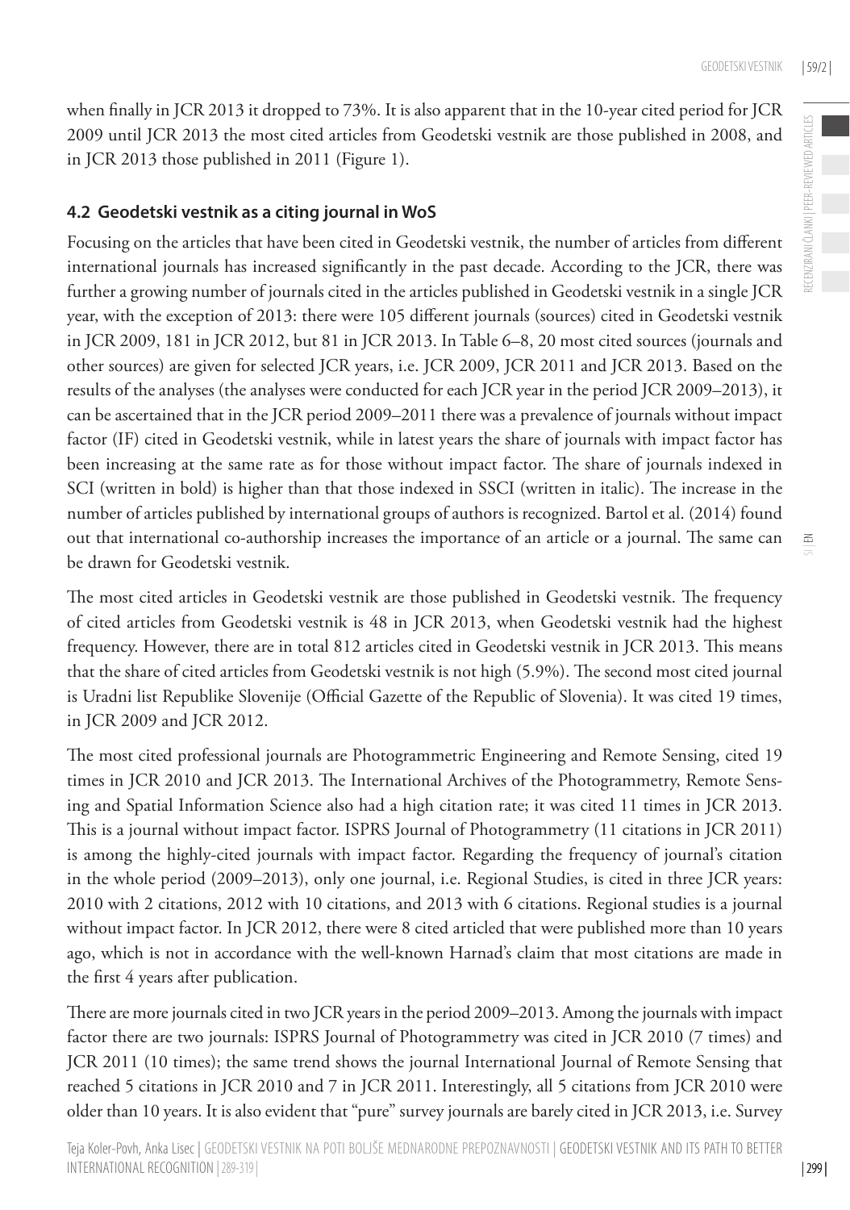when finally in JCR 2013 it dropped to 73%. It is also apparent that in the 10-year cited period for JCR 2009 until JCR 2013 the most cited articles from Geodetski vestnik are those published in 2008, and in JCR 2013 those published in 2011 (Figure 1).

### 4.2 Geodetski vestnik as a citing journal in WoS

Focusing on the articles that have been cited in Geodetski vestnik, the number of articles from different international journals has increased significantly in the past decade. According to the JCR, there was further a growing number of journals cited in the articles published in Geodetski vestnik in a single JCR year, with the exception of 2013: there were 105 different journals (sources) cited in Geodetski vestnik in JCR 2009, 181 in JCR 2012, but 81 in JCR 2013. In Table 6–8, 20 most cited sources (journals and other sources) are given for selected JCR years, i.e. JCR 2009, JCR 2011 and JCR 2013. Based on the results of the analyses (the analyses were conducted for each JCR year in the period JCR 2009–2013), it can be ascertained that in the JCR period 2009–2011 there was a prevalence of journals without impact factor (IF) cited in Geodetski vestnik, while in latest years the share of journals with impact factor has been increasing at the same rate as for those without impact factor. The share of journals indexed in SCI (written in bold) is higher than that those indexed in SSCI (written in italic). The increase in the number of articles published by international groups of authors is recognized. Bartol et al. (2014) found out that international co-authorship increases the importance of an article or a journal. The same can be drawn for Geodetski vestnik.

The most cited articles in Geodetski vestnik are those published in Geodetski vestnik. The frequency of cited articles from Geodetski vestnik is 48 in JCR 2013, when Geodetski vestnik had the highest frequency. However, there are in total 812 articles cited in Geodetski vestnik in JCR 2013. This means that the share of cited articles from Geodetski vestnik is not high (5.9%). The second most cited journal is Uradni list Republike Slovenije (Official Gazette of the Republic of Slovenia). It was cited 19 times, in JCR 2009 and JCR 2012.

The most cited professional journals are Photogrammetric Engineering and Remote Sensing, cited 19 times in JCR 2010 and JCR 2013. The International Archives of the Photogrammetry, Remote Sensing and Spatial Information Science also had a high citation rate; it was cited 11 times in JCR 2013. This is a journal without impact factor. ISPRS Journal of Photogrammetry (11 citations in JCR 2011) is among the highly-cited journals with impact factor. Regarding the frequency of journal's citation in the whole period (2009–2013), only one journal, i.e. Regional Studies, is cited in three JCR years: 2010 with 2 citations, 2012 with 10 citations, and 2013 with 6 citations. Regional studies is a journal without impact factor. In JCR 2012, there were 8 cited articled that were published more than 10 years ago, which is not in accordance with the well-known Harnad's claim that most citations are made in the first 4 years after publication.

There are more journals cited in two JCR years in the period 2009–2013. Among the journals with impact factor there are two journals: ISPRS Journal of Photogrammetry was cited in JCR 2010 (7 times) and JCR 2011 (10 times); the same trend shows the journal International Journal of Remote Sensing that reached 5 citations in JCR 2010 and 7 in JCR 2011. Interestingly, all 5 citations from JCR 2010 were older than 10 years. It is also evident that "pure" survey journals are barely cited in JCR 2013, i.e. Survey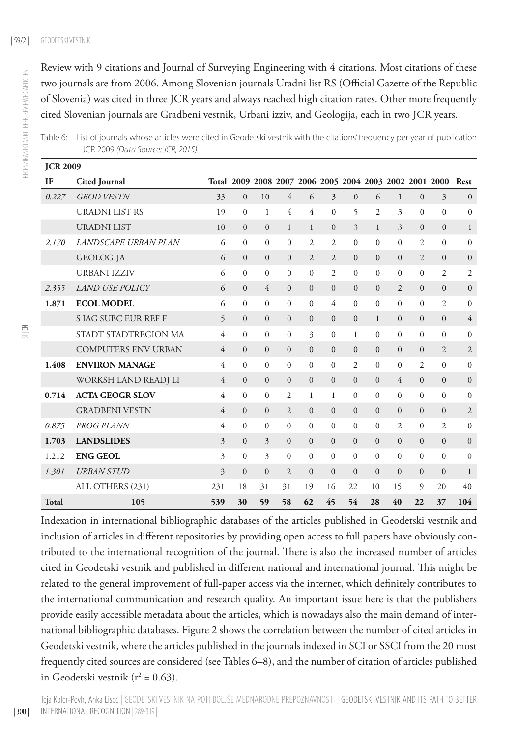Review with 9 citations and Journal of Surveying Engineering with 4 citations. Most citations of these two journals are from 2006. Among Slovenian journals Uradni list RS (Official Gazette of the Republic of Slovenia) was cited in three JCR years and always reached high citation rates. Other more frequently cited Slovenian journals are Gradbeni vestnik, Urbani izziv, and Geologija, each in two JCR years.

Table 6: List of journals whose articles were cited in Geodetski vestnik with the citations' frequency per year of publication – JCR 2009 *(Data Source: JCR, 2015).*

| JCR 2009 | | | | | | | | | | | | | |
|---|---|---|---|---|---|---|---|---|---|---|---|---|---|
| **IF** | **Cited Journal** | **Total** | **2009** | **2008** | **2007** | **2006** | **2005** | **2004** | **2003** | **2002** | **2001** | **2000** | **Rest** |
| *0.227* | *GEOD VESTN* | 33 | 0 | 10 | 4 | 6 | 3 | 0 | 6 | 1 | 0 | 3 | 0 |
| | URADNI LIST RS | 19 | 0 | 1 | 4 | 4 | 0 | 5 | 2 | 3 | 0 | 0 | 0 |
| | URADNI LIST | 10 | 0 | 0 | 1 | 1 | 0 | 3 | 1 | 3 | 0 | 0 | 1 |
| *2.170* | *LANDSCAPE URBAN PLAN* | 6 | 0 | 0 | 0 | 2 | 2 | 0 | 0 | 0 | 2 | 0 | 0 |
| | GEOLOGIJA | 6 | 0 | 0 | 0 | 2 | 2 | 0 | 0 | 0 | 2 | 0 | 0 |
| | URBANI IZZIV | 6 | 0 | 0 | 0 | 0 | 2 | 0 | 0 | 0 | 0 | 2 | 2 |
| *2.355* | *LAND USE POLICY* | 6 | 0 | 4 | 0 | 0 | 0 | 0 | 0 | 2 | 0 | 0 | 0 |
| **1.871** | **ECOL MODEL** | 6 | 0 | 0 | 0 | 0 | 4 | 0 | 0 | 0 | 0 | 2 | 0 |
| | S IAG SUBC EUR REF F | 5 | 0 | 0 | 0 | 0 | 0 | 0 | 1 | 0 | 0 | 0 | 4 |
| | STADT STADTREGION MA | 4 | 0 | 0 | 0 | 3 | 0 | 1 | 0 | 0 | 0 | 0 | 0 |
| | COMPUTERS ENV URBAN | 4 | 0 | 0 | 0 | 0 | 0 | 0 | 0 | 0 | 0 | 2 | 2 |
| **1.408** | **ENVIRON MANAGE** | 4 | 0 | 0 | 0 | 0 | 0 | 2 | 0 | 0 | 2 | 0 | 0 |
| | WORKSH LAND READJ LI | 4 | 0 | 0 | 0 | 0 | 0 | 0 | 0 | 4 | 0 | 0 | 0 |
| **0.714** | **ACTA GEOGR SLOV** | 4 | 0 | 0 | 2 | 1 | 1 | 0 | 0 | 0 | 0 | 0 | 0 |
| | GRADBENI VESTN | 4 | 0 | 0 | 2 | 0 | 0 | 0 | 0 | 0 | 0 | 0 | 2 |
| *0.875* | *PROG PLANN* | 4 | 0 | 0 | 0 | 0 | 0 | 0 | 0 | 2 | 0 | 2 | 0 |
| **1.703** | **LANDSLIDES** | 3 | 0 | 3 | 0 | 0 | 0 | 0 | 0 | 0 | 0 | 0 | 0 |
| 1.212 | **ENG GEOL** | 3 | 0 | 3 | 0 | 0 | 0 | 0 | 0 | 0 | 0 | 0 | 0 |
| *1.301* | *URBAN STUD* | 3 | 0 | 0 | 2 | 0 | 0 | 0 | 0 | 0 | 0 | 0 | 1 |
| | ALL OTHERS (231) | 231 | 18 | 31 | 31 | 19 | 16 | 22 | 10 | 15 | 9 | 20 | 40 |
| **Total** | **105** | **539** | **30** | **59** | **58** | **62** | **45** | **54** | **28** | **40** | **22** | **37** | **104** |

Indexation in international bibliographic databases of the articles published in Geodetski vestnik and inclusion of articles in different repositories by providing open access to full papers have obviously contributed to the international recognition of the journal. There is also the increased number of articles cited in Geodetski vestnik and published in different national and international journal. This might be related to the general improvement of full-paper access via the internet, which definitely contributes to the international communication and research quality. An important issue here is that the publishers provide easily accessible metadata about the articles, which is nowadays also the main demand of international bibliographic databases. Figure 2 shows the correlation between the number of cited articles in Geodetski vestnik, where the articles published in the journals indexed in SCI or SSCI from the 20 most frequently cited sources are considered (see Tables 6–8), and the number of citation of articles published in Geodetski vestnik ($r^2 = 0.63$).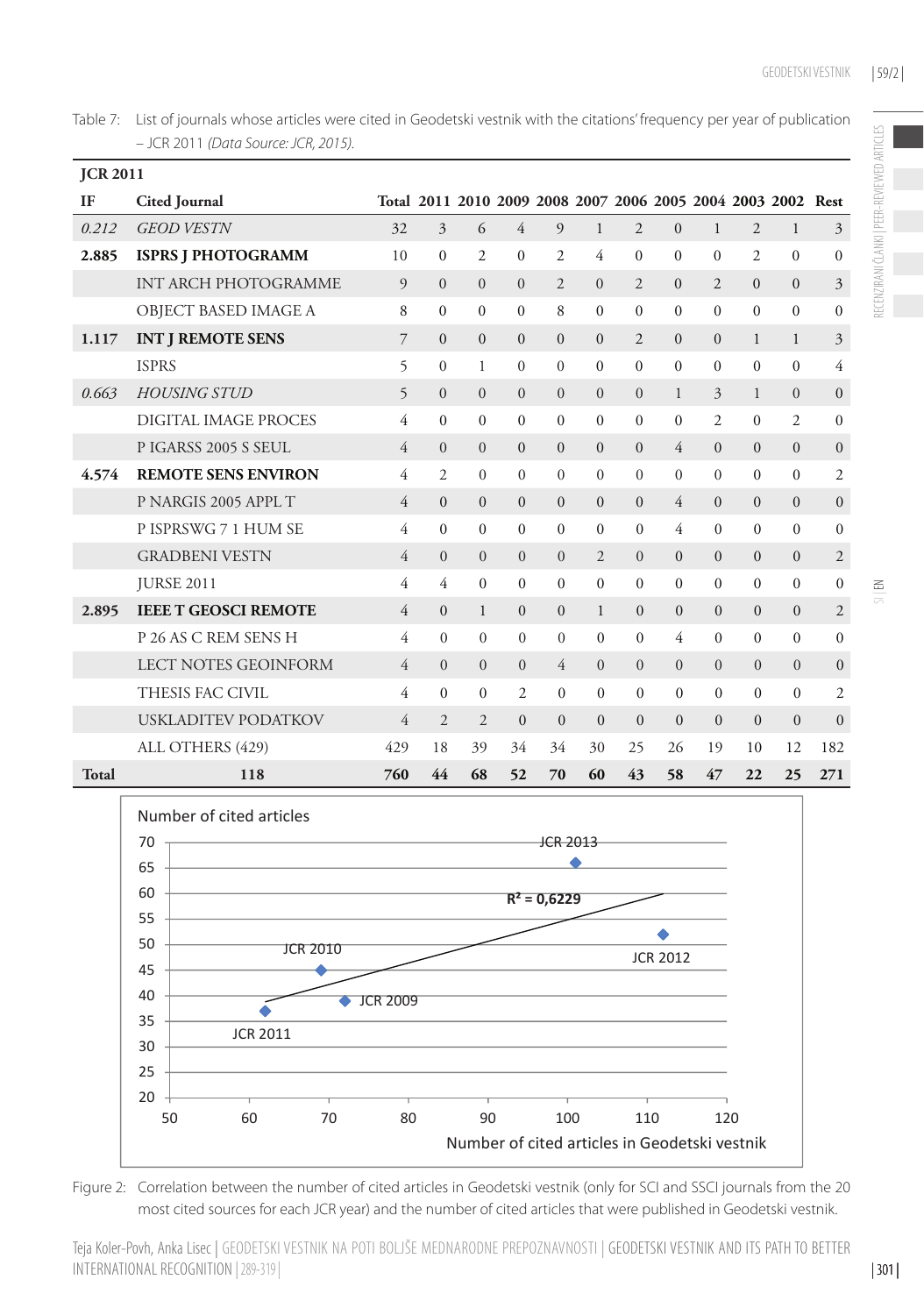Table 7: List of journals whose articles were cited in Geodetski vestnik with the citations' frequency per year of publication – JCR 2011 *(Data Source: JCR, 2015).*

| **JCR 2011** | | | | | | | | | | | | | |
|---|---|---|---|---|---|---|---|---|---|---|---|---|---|
| **IF** | **Cited Journal** | **Total** | **2011** | **2010** | **2009** | **2008** | **2007** | **2006** | **2005** | **2004** | **2003** | **2002** | **Rest** |
| *0.212* | *GEOD VESTN* | 32 | 3 | 6 | 4 | 9 | 1 | 2 | 0 | 1 | 2 | 1 | 3 |
| **2.885** | **ISPRS J PHOTOGRAMM** | 10 | 0 | 2 | 0 | 2 | 4 | 0 | 0 | 0 | 2 | 0 | 0 |
| | INT ARCH PHOTOGRAMME | 9 | 0 | 0 | 0 | 2 | 0 | 2 | 0 | 2 | 0 | 0 | 3 |
| | OBJECT BASED IMAGE A | 8 | 0 | 0 | 0 | 8 | 0 | 0 | 0 | 0 | 0 | 0 | 0 |
| **1.117** | **INT J REMOTE SENS** | 7 | 0 | 0 | 0 | 0 | 0 | 2 | 0 | 0 | 1 | 1 | 3 |
| | ISPRS | 5 | 0 | 1 | 0 | 0 | 0 | 0 | 0 | 0 | 0 | 0 | 4 |
| *0.663* | *HOUSING STUD* | 5 | 0 | 0 | 0 | 0 | 0 | 0 | 1 | 3 | 1 | 0 | 0 |
| | DIGITAL IMAGE PROCES | 4 | 0 | 0 | 0 | 0 | 0 | 0 | 0 | 2 | 0 | 2 | 0 |
| | P IGARSS 2005 S SEUL | 4 | 0 | 0 | 0 | 0 | 0 | 0 | 4 | 0 | 0 | 0 | 0 |
| **4.574** | **REMOTE SENS ENVIRON** | 4 | 2 | 0 | 0 | 0 | 0 | 0 | 0 | 0 | 0 | 0 | 2 |
| | P NARGIS 2005 APPL T | 4 | 0 | 0 | 0 | 0 | 0 | 0 | 4 | 0 | 0 | 0 | 0 |
| | P ISPRSWG 7 1 HUM SE | 4 | 0 | 0 | 0 | 0 | 0 | 0 | 4 | 0 | 0 | 0 | 0 |
| | GRADBENI VESTN | 4 | 0 | 0 | 0 | 0 | 2 | 0 | 0 | 0 | 0 | 0 | 2 |
| | JURSE 2011 | 4 | 4 | 0 | 0 | 0 | 0 | 0 | 0 | 0 | 0 | 0 | 0 |
| **2.895** | **IEEE T GEOSCI REMOTE** | 4 | 0 | 1 | 0 | 0 | 1 | 0 | 0 | 0 | 0 | 0 | 2 |
| | P 26 AS C REM SENS H | 4 | 0 | 0 | 0 | 0 | 0 | 0 | 4 | 0 | 0 | 0 | 0 |
| | LECT NOTES GEOINFORM | 4 | 0 | 0 | 0 | 4 | 0 | 0 | 0 | 0 | 0 | 0 | 0 |
| | THESIS FAC CIVIL | 4 | 0 | 0 | 2 | 0 | 0 | 0 | 0 | 0 | 0 | 0 | 2 |
| | USKLADITEV PODATKOV | 4 | 2 | 2 | 0 | 0 | 0 | 0 | 0 | 0 | 0 | 0 | 0 |
| | ALL OTHERS (429) | 429 | 18 | 39 | 34 | 34 | 30 | 25 | 26 | 19 | 10 | 12 | 182 |
| **Total** | **118** | **760** | **44** | **68** | **52** | **70** | **60** | **43** | **58** | **47** | **22** | **25** | **271** |

Figure 2: Correlation between the number of cited articles in Geodetski vestnik (only for SCI and SSCI journals from the 20 most cited sources for each JCR year) and the number of cited articles that were published in Geodetski vestnik.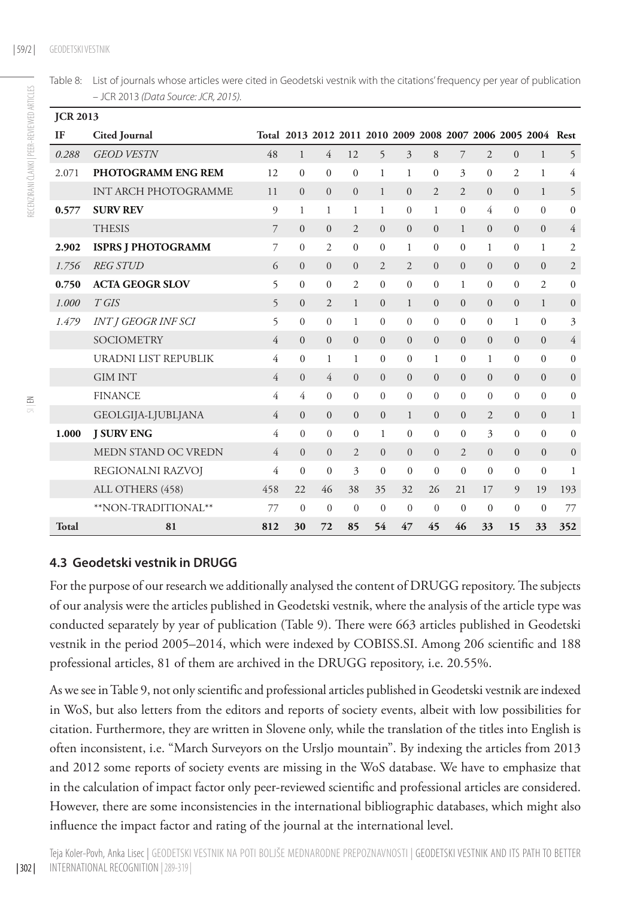Table 8: List of journals whose articles were cited in Geodetski vestnik with the citations' frequency per year of publication – JCR 2013 *(Data Source: JCR, 2015).*

| **JCR 2013** | | | | | | | | | | | | | |
|---|---|---|---|---|---|---|---|---|---|---|---|---|---|
| **IF** | **Cited Journal** | **Total** | **2013** | **2012** | **2011** | **2010** | **2009** | **2008** | **2007** | **2006** | **2005** | **2004** | **Rest** |
| *0.288* | *GEOD VESTN* | 48 | 1 | 4 | 12 | 5 | 3 | 8 | 7 | 2 | 0 | 1 | 5 |
| 2.071 | **PHOTOGRAMM ENG REM** | 12 | 0 | 0 | 0 | 1 | 1 | 0 | 3 | 0 | 2 | 1 | 4 |
| | INT ARCH PHOTOGRAMME | 11 | 0 | 0 | 0 | 1 | 0 | 2 | 2 | 0 | 0 | 1 | 5 |
| **0.577** | **SURV REV** | 9 | 1 | 1 | 1 | 1 | 0 | 1 | 0 | 4 | 0 | 0 | 0 |
| | THESIS | 7 | 0 | 0 | 2 | 0 | 0 | 0 | 1 | 0 | 0 | 0 | 4 |
| **2.902** | **ISPRS J PHOTOGRAMM** | 7 | 0 | 2 | 0 | 0 | 1 | 0 | 0 | 1 | 0 | 1 | 2 |
| *1.756* | *REG STUD* | 6 | 0 | 0 | 0 | 2 | 2 | 0 | 0 | 0 | 0 | 0 | 2 |
| **0.750** | **ACTA GEOGR SLOV** | 5 | 0 | 0 | 2 | 0 | 0 | 0 | 1 | 0 | 0 | 2 | 0 |
| *1.000* | *T GIS* | 5 | 0 | 2 | 1 | 0 | 1 | 0 | 0 | 0 | 0 | 1 | 0 |
| *1.479* | *INT J GEOGR INF SCI* | 5 | 0 | 0 | 1 | 0 | 0 | 0 | 0 | 0 | 1 | 0 | 3 |
| | SOCIOMETRY | 4 | 0 | 0 | 0 | 0 | 0 | 0 | 0 | 0 | 0 | 0 | 4 |
| | URADNI LIST REPUBLIK | 4 | 0 | 1 | 1 | 0 | 0 | 1 | 0 | 1 | 0 | 0 | 0 |
| | GIM INT | 4 | 0 | 4 | 0 | 0 | 0 | 0 | 0 | 0 | 0 | 0 | 0 |
| | FINANCE | 4 | 4 | 0 | 0 | 0 | 0 | 0 | 0 | 0 | 0 | 0 | 0 |
| | GEOLGIJA-LJUBLJANA | 4 | 0 | 0 | 0 | 0 | 1 | 0 | 0 | 2 | 0 | 0 | 1 |
| **1.000** | **J SURV ENG** | 4 | 0 | 0 | 0 | 1 | 0 | 0 | 0 | 3 | 0 | 0 | 0 |
| | MEDN STAND OC VREDN | 4 | 0 | 0 | 2 | 0 | 0 | 0 | 2 | 0 | 0 | 0 | 0 |
| | REGIONALNI RAZVOJ | 4 | 0 | 0 | 3 | 0 | 0 | 0 | 0 | 0 | 0 | 0 | 1 |
| | ALL OTHERS (458) | 458 | 22 | 46 | 38 | 35 | 32 | 26 | 21 | 17 | 9 | 19 | 193 |
| | **NON-TRADITIONAL** | 77 | 0 | 0 | 0 | 0 | 0 | 0 | 0 | 0 | 0 | 0 | 77 |
| **Total** | **81** | **812** | **30** | **72** | **85** | **54** | **47** | **45** | **46** | **33** | **15** | **33** | **352** |

### 4.3 Geodetski vestnik in DRUGG

For the purpose of our research we additionally analysed the content of DRUGG repository. The subjects of our analysis were the articles published in Geodetski vestnik, where the analysis of the article type was conducted separately by year of publication (Table 9). There were 663 articles published in Geodetski vestnik in the period 2005–2014, which were indexed by COBISS.SI. Among 206 scientific and 188 professional articles, 81 of them are archived in the DRUGG repository, i.e. 20.55%.

As we see in Table 9, not only scientific and professional articles published in Geodetski vestnik are indexed in WoS, but also letters from the editors and reports of society events, albeit with low possibilities for citation. Furthermore, they are written in Slovene only, while the translation of the titles into English is often inconsistent, i.e. "March Surveyors on the Ursljo mountain". By indexing the articles from 2013 and 2012 some reports of society events are missing in the WoS database. We have to emphasize that in the calculation of impact factor only peer-reviewed scientific and professional articles are considered. However, there are some inconsistencies in the international bibliographic databases, which might also influence the impact factor and rating of the journal at the international level.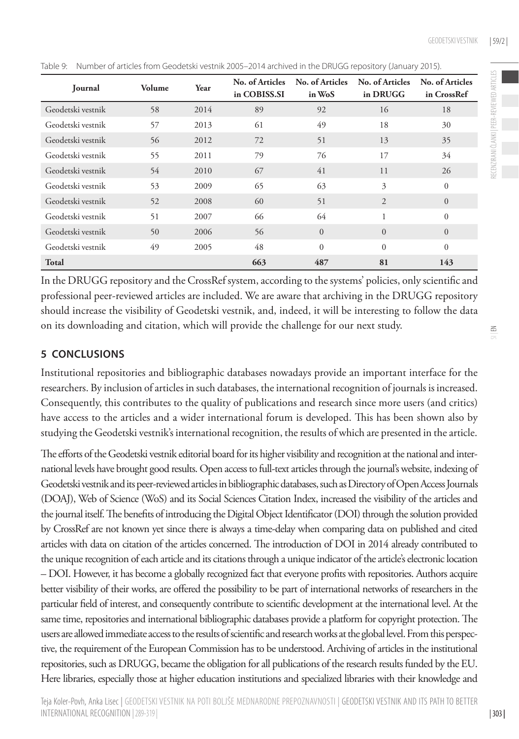Table 9: Number of articles from Geodetski vestnik 2005–2014 archived in the DRUGG repository (January 2015).

| Journal | Volume | Year | No. of Articles in COBISS.SI | No. of Articles in WoS | No. of Articles in DRUGG | No. of Articles in CrossRef |
|---|---|---|---|---|---|---|
| Geodetski vestnik | 58 | 2014 | 89 | 92 | 16 | 18 |
| Geodetski vestnik | 57 | 2013 | 61 | 49 | 18 | 30 |
| Geodetski vestnik | 56 | 2012 | 72 | 51 | 13 | 35 |
| Geodetski vestnik | 55 | 2011 | 79 | 76 | 17 | 34 |
| Geodetski vestnik | 54 | 2010 | 67 | 41 | 11 | 26 |
| Geodetski vestnik | 53 | 2009 | 65 | 63 | 3 | 0 |
| Geodetski vestnik | 52 | 2008 | 60 | 51 | 2 | 0 |
| Geodetski vestnik | 51 | 2007 | 66 | 64 | 1 | 0 |
| Geodetski vestnik | 50 | 2006 | 56 | 0 | 0 | 0 |
| Geodetski vestnik | 49 | 2005 | 48 | 0 | 0 | 0 |
| **Total** | | | **663** | **487** | **81** | **143** |

In the DRUGG repository and the CrossRef system, according to the systems' policies, only scientific and professional peer-reviewed articles are included. We are aware that archiving in the DRUGG repository should increase the visibility of Geodetski vestnik, and, indeed, it will be interesting to follow the data on its downloading and citation, which will provide the challenge for our next study.

## 5 CONCLUSIONS

Institutional repositories and bibliographic databases nowadays provide an important interface for the researchers. By inclusion of articles in such databases, the international recognition of journals is increased. Consequently, this contributes to the quality of publications and research since more users (and critics) have access to the articles and a wider international forum is developed. This has been shown also by studying the Geodetski vestnik's international recognition, the results of which are presented in the article.

The efforts of the Geodetski vestnik editorial board for its higher visibility and recognition at the national and international levels have brought good results. Open access to full-text articles through the journal's website, indexing of Geodetski vestnik and its peer-reviewed articles in bibliographic databases, such as Directory of Open Access Journals (DOAJ), Web of Science (WoS) and its Social Sciences Citation Index, increased the visibility of the articles and the journal itself. The benefits of introducing the Digital Object Identificator (DOI) through the solution provided by CrossRef are not known yet since there is always a time-delay when comparing data on published and cited articles with data on citation of the articles concerned. The introduction of DOI in 2014 already contributed to the unique recognition of each article and its citations through a unique indicator of the article's electronic location – DOI. However, it has become a globally recognized fact that everyone profits with repositories. Authors acquire better visibility of their works, are offered the possibility to be part of international networks of researchers in the particular field of interest, and consequently contribute to scientific development at the international level. At the same time, repositories and international bibliographic databases provide a platform for copyright protection. The users are allowed immediate access to the results of scientific and research works at the global level. From this perspective, the requirement of the European Commission has to be understood. Archiving of articles in the institutional repositories, such as DRUGG, became the obligation for all publications of the research results funded by the EU. Here libraries, especially those at higher education institutions and specialized libraries with their knowledge and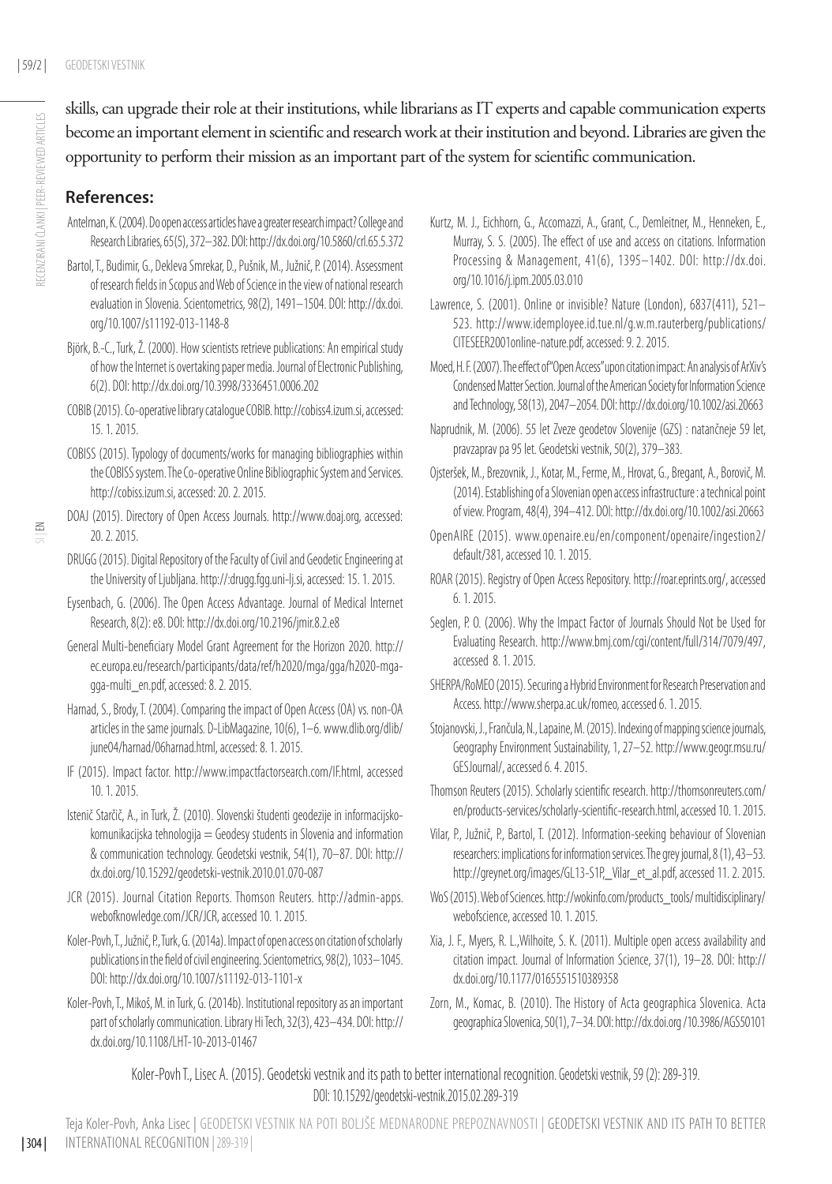skills, can upgrade their role at their institutions, while librarians as IT experts and capable communication experts become an important element in scientific and research work at their institution and beyond. Libraries are given the opportunity to perform their mission as an important part of the system for scientific communication.

## References:

Antelman, K. (2004). Do open access articles have a greater research impact? College and Research Libraries, 65(5), 372–382. DOI: http://dx.doi.org/10.5860/crl.65.5.372

Bartol, T., Budimir, G., Dekleva Smrekar, D., Pušnik, M., Južnič, P. (2014). Assessment of research fields in Scopus and Web of Science in the view of national research evaluation in Slovenia. Scientometrics, 98(2), 1491–1504. DOI: http://dx.doi.org/10.1007/s11192-013-1148-8

Björk, B.-C., Turk, Ž. (2000). How scientists retrieve publications: An empirical study of how the Internet is overtaking paper media. Journal of Electronic Publishing, 6(2). DOI: http://dx.doi.org/10.3998/3336451.0006.202

COBIB (2015). Co-operative library catalogue COBIB. http://cobiss4.izum.si, accessed: 15. 1. 2015.

COBISS (2015). Typology of documents/works for managing bibliographies within the COBISS system. The Co-operative Online Bibliographic System and Services. http://cobiss.izum.si, accessed: 20. 2. 2015.

DOAJ (2015). Directory of Open Access Journals. http://www.doaj.org, accessed: 20. 2. 2015.

DRUGG (2015). Digital Repository of the Faculty of Civil and Geodetic Engineering at the University of Ljubljana. http://:drugg.fgg.uni-lj.si, accessed: 15. 1. 2015.

Eysenbach, G. (2006). The Open Access Advantage. Journal of Medical Internet Research, 8(2): e8. DOI: http://dx.doi.org/10.2196/jmir.8.2.e8

General Multi-beneficiary Model Grant Agreement for the Horizon 2020. http://ec.europa.eu/research/participants/data/ref/h2020/mga/gga/h2020-mga-gga-multi_en.pdf, accessed: 8. 2. 2015.

Harnad, S., Brody, T. (2004). Comparing the impact of Open Access (OA) vs. non-OA articles in the same journals. D-LibMagazine, 10(6), 1–6. www.dlib.org/dlib/june04/harnad/06harnad.html, accessed: 8. 1. 2015.

IF (2015). Impact factor. http://www.impactfactorsearch.com/IF.html, accessed 10. 1. 2015.

Istenič Starčič, A., in Turk, Ž. (2010). Slovenski študenti geodezije in informacijsko-komunikacijska tehnologija = Geodesy students in Slovenia and information & communication technology. Geodetski vestnik, 54(1), 70–87. DOI: http://dx.doi.org/10.15292/geodetski-vestnik.2010.01.070-087

JCR (2015). Journal Citation Reports. Thomson Reuters. http://admin-apps.webofknowledge.com/JCR/JCR, accessed 10. 1. 2015.

Koler-Povh, T., Južnič, P., Turk, G. (2014a). Impact of open access on citation of scholarly publications in the field of civil engineering. Scientometrics, 98(2), 1033–1045. DOI: http://dx.doi.org/10.1007/s11192-013-1101-x

Koler-Povh, T., Mikoš, M. in Turk, G. (2014b). Institutional repository as an important part of scholarly communication. Library Hi Tech, 32(3), 423–434. DOI: http://dx.doi.org/10.1108/LHT-10-2013-01467

Kurtz, M. J., Eichhorn, G., Accomazzi, A., Grant, C., Demleitner, M., Henneken, E., Murray, S. S. (2005). The effect of use and access on citations. Information Processing & Management, 41(6), 1395–1402. DOI: http://dx.doi.org/10.1016/j.ipm.2005.03.010

Lawrence, S. (2001). Online or invisible? Nature (London), 6837(411), 521–523. http://www.idemployee.id.tue.nl/g.w.m.rauterberg/publications/CITESEER2001online-nature.pdf, accessed: 9. 2. 2015.

Moed, H. F. (2007). The effect of "Open Access" upon citation impact: An analysis of ArXiv's Condensed Matter Section. Journal of the American Society for Information Science and Technology, 58(13), 2047–2054. DOI: http://dx.doi.org/10.1002/asi.20663

Naprudnik, M. (2006). 55 let Zveze geodetov Slovenije (GZS) : natančneje 59 let, pravzaprav pa 95 let. Geodetski vestnik, 50(2), 379–383.

Ojsteršek, M., Brezovnik, J., Kotar, M., Ferme, M., Hrovat, G., Bregant, A., Borovič, M. (2014). Establishing of a Slovenian open access infrastructure : a technical point of view. Program, 48(4), 394–412. DOI: http://dx.doi.org/10.1002/asi.20663

OpenAIRE (2015). www.openaire.eu/en/component/openaire/ingestion2/default/381, accessed 10. 1. 2015.

ROAR (2015). Registry of Open Access Repository. http://roar.eprints.org/, accessed 6. 1. 2015.

Seglen, P. O. (2006). Why the Impact Factor of Journals Should Not be Used for Evaluating Research. http://www.bmj.com/cgi/content/full/314/7079/497, accessed 8. 1. 2015.

SHERPA/RoMEO (2015). Securing a Hybrid Environment for Research Preservation and Access. http://www.sherpa.ac.uk/romeo, accessed 6. 1. 2015.

Stojanovski, J., Frančula, N., Lapaine, M. (2015). Indexing of mapping science journals, Geography Environment Sustainability, 1, 27–52. http://www.geogr.msu.ru/GESJournal/, accessed 6. 4. 2015.

Thomson Reuters (2015). Scholarly scientific research. http://thomsonreuters.com/en/products-services/scholarly-scientific-research.html, accessed 10. 1. 2015.

Vilar, P., Južnič, P., Bartol, T. (2012). Information-seeking behaviour of Slovenian researchers: implications for information services. The grey journal, 8 (1), 43–53. http://greynet.org/images/GL13-S1P,_Vilar_et_al.pdf, accessed 11. 2. 2015.

WoS (2015). Web of Sciences. http://wokinfo.com/products_tools/ multidisciplinary/webofscience, accessed 10. 1. 2015.

Xia, J. F., Myers, R. L.,Wilhoite, S. K. (2011). Multiple open access availability and citation impact. Journal of Information Science, 37(1), 19–28. DOI: http://dx.doi.org/10.1177/0165551510389358

Zorn, M., Komac, B. (2010). The History of Acta geographica Slovenica. Acta geographica Slovenica, 50(1), 7–34. DOI: http://dx.doi.org /10.3986/AGS50101

Koler-Povh T., Lisec A. (2015). Geodetski vestnik and its path to better international recognition. Geodetski vestnik, 59 (2): 289-319.
DOI: 10.15292/geodetski-vestnik.2015.02.289-319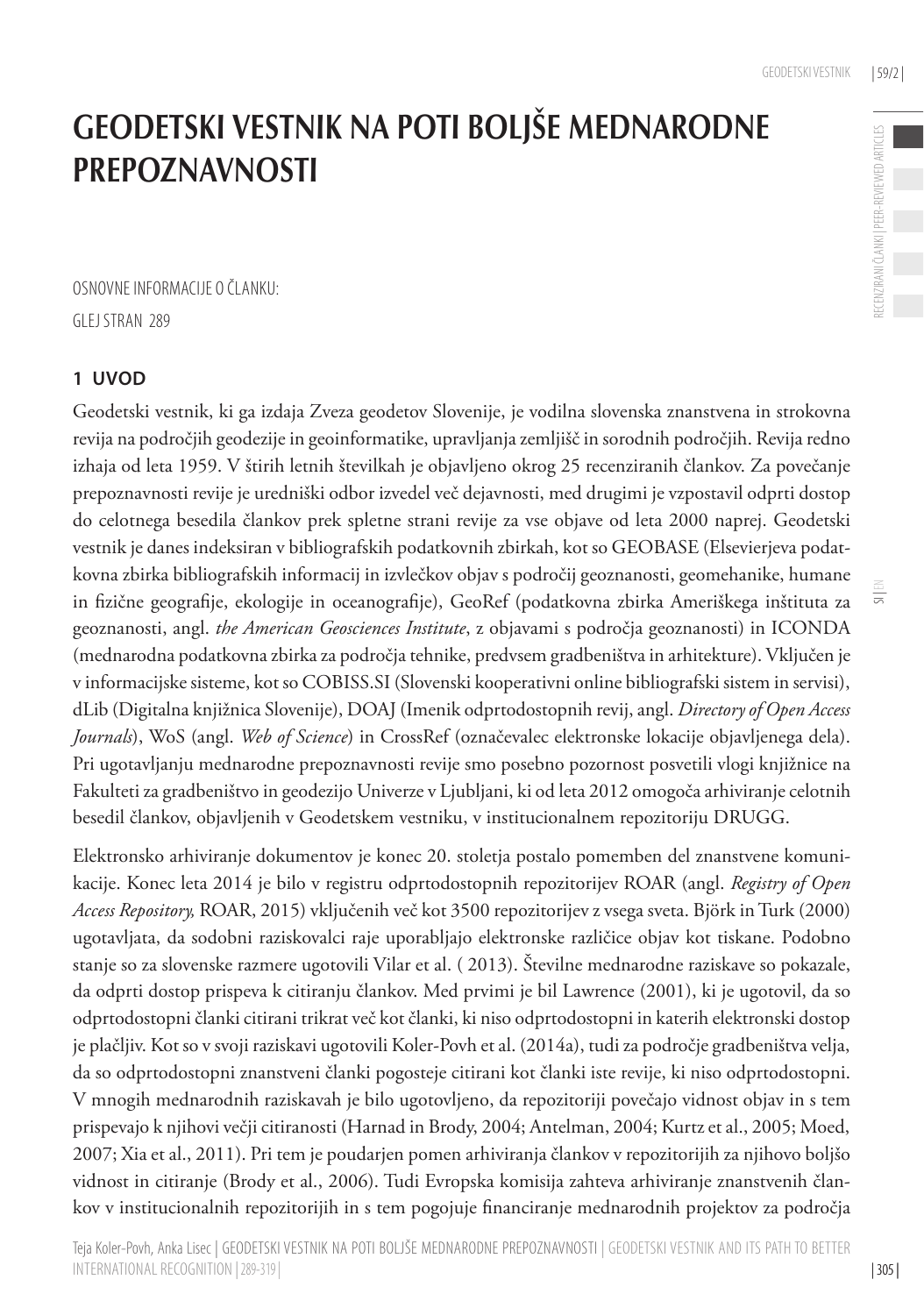# GEODETSKI VESTNIK NA POTI BOLJŠE MEDNARODNE PREPOZNAVNOSTI

OSNOVNE INFORMACIJE O ČLANKU:

GLEJ STRAN 289

## 1 UVOD

Geodetski vestnik, ki ga izdaja Zveza geodetov Slovenije, je vodilna slovenska znanstvena in strokovna revija na področjih geodezije in geoinformatike, upravljanja zemljišč in sorodnih področjih. Revija redno izhaja od leta 1959. V štirih letnih številkah je objavljeno okrog 25 recenziranih člankov. Za povečanje prepoznavnosti revije je uredniški odbor izvedel več dejavnosti, med drugimi je vzpostavil odprti dostop do celotnega besedila člankov prek spletne strani revije za vse objave od leta 2000 naprej. Geodetski vestnik je danes indeksiran v bibliografskih podatkovnih zbirkah, kot so GEOBASE (Elsevierjeva podatkovna zbirka bibliografskih informacij in izvlečkov objav s področij geoznanosti, geomehanike, humane in fizične geografije, ekologije in oceanografije), GeoRef (podatkovna zbirka Ameriškega inštituta za geoznanosti, angl. *the American Geosciences Institute*, z objavami s področja geoznanosti) in ICONDA (mednarodna podatkovna zbirka za področja tehnike, predvsem gradbeništva in arhitekture). Vključen je v informacijske sisteme, kot so COBISS.SI (Slovenski kooperativni online bibliografski sistem in servisi), dLib (Digitalna knjižnica Slovenije), DOAJ (Imenik odprtodostopnih revij, angl. *Directory of Open Access Journals*), WoS (angl. *Web of Science*) in CrossRef (označevalec elektronske lokacije objavljenega dela). Pri ugotavljanju mednarodne prepoznavnosti revije smo posebno pozornost posvetili vlogi knjižnice na Fakulteti za gradbeništvo in geodezijo Univerze v Ljubljani, ki od leta 2012 omogoča arhiviranje celotnih besedil člankov, objavljenih v Geodetskem vestniku, v institucionalnem repozitoriju DRUGG.

Elektronsko arhiviranje dokumentov je konec 20. stoletja postalo pomemben del znanstvene komunikacije. Konec leta 2014 je bilo v registru odprtodostopnih repozitorijev ROAR (angl. *Registry of Open Access Repository,* ROAR, 2015) vključenih več kot 3500 repozitorijev z vsega sveta. Björk in Turk (2000) ugotavljata, da sodobni raziskovalci raje uporabljajo elektronske različice objav kot tiskane. Podobno stanje so za slovenske razmere ugotovili Vilar et al. ( 2013). Številne mednarodne raziskave so pokazale, da odprti dostop prispeva k citiranju člankov. Med prvimi je bil Lawrence (2001), ki je ugotovil, da so odprtodostopni članki citirani trikrat več kot članki, ki niso odprtodostopni in katerih elektronski dostop je plačljiv. Kot so v svoji raziskavi ugotovili Koler-Povh et al. (2014a), tudi za področje gradbeništva velja, da so odprtodostopni znanstveni članki pogosteje citirani kot članki iste revije, ki niso odprtodostopni. V mnogih mednarodnih raziskavah je bilo ugotovljeno, da repozitoriji povečajo vidnost objav in s tem prispevajo k njihovi večji citiranosti (Harnad in Brody, 2004; Antelman, 2004; Kurtz et al., 2005; Moed, 2007; Xia et al., 2011). Pri tem je poudarjen pomen arhiviranja člankov v repozitorijih za njihovo boljšo vidnost in citiranje (Brody et al., 2006). Tudi Evropska komisija zahteva arhiviranje znanstvenih člankov v institucionalnih repozitorijih in s tem pogojuje financiranje mednarodnih projektov za področja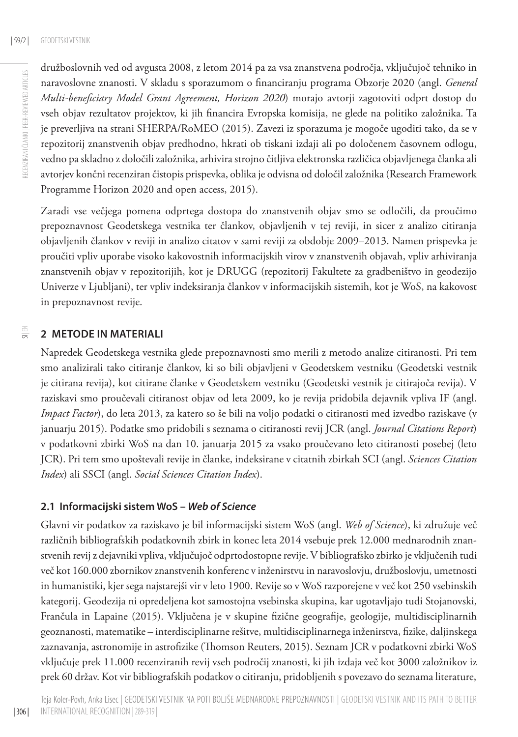družboslovnih ved od avgusta 2008, z letom 2014 pa za vsa znanstvena področja, vključujoč tehniko in naravoslovne znanosti. V skladu s sporazumom o financiranju programa Obzorje 2020 (angl. *General Multi-beneficiary Model Grant Agreement, Horizon 2020*) morajo avtorji zagotoviti odprt dostop do vseh objav rezultatov projektov, ki jih financira Evropska komisija, ne glede na politiko založnika. Ta je preverljiva na strani SHERPA/RoMEO (2015). Zavezi iz sporazuma je mogoče ugoditi tako, da se v repozitorij znanstvenih objav predhodno, hkrati ob tiskani izdaji ali po določenem časovnem odlogu, vedno pa skladno z določili založnika, arhivira strojno čitljiva elektronska različica objavljenega članka ali avtorjev končni recenziran čistopis prispevka, oblika je odvisna od določil založnika (Research Framework Programme Horizon 2020 and open access, 2015).

Zaradi vse večjega pomena odprtega dostopa do znanstvenih objav smo se odločili, da proučimo prepoznavnost Geodetskega vestnika ter člankov, objavljenih v tej reviji, in sicer z analizo citiranja objavljenih člankov v reviji in analizo citatov v sami reviji za obdobje 2009–2013. Namen prispevka je proučiti vpliv uporabe visoko kakovostnih informacijskih virov v znanstvenih objavah, vpliv arhiviranja znanstvenih objav v repozitorijih, kot je DRUGG (repozitorij Fakultete za gradbeništvo in geodezijo Univerze v Ljubljani), ter vpliv indeksiranja člankov v informacijskih sistemih, kot je WoS, na kakovost in prepoznavnost revije.

## 2 METODE IN MATERIALI

Napredek Geodetskega vestnika glede prepoznavnosti smo merili z metodo analize citiranosti. Pri tem smo analizirali tako citiranje člankov, ki so bili objavljeni v Geodetskem vestniku (Geodetski vestnik je citirana revija), kot citirane članke v Geodetskem vestniku (Geodetski vestnik je citirajoča revija). V raziskavi smo proučevali citiranost objav od leta 2009, ko je revija pridobila dejavnik vpliva IF (angl. *Impact Factor*), do leta 2013, za katero so še bili na voljo podatki o citiranosti med izvedbo raziskave (v januarju 2015). Podatke smo pridobili s seznama o citiranosti revij JCR (angl. *Journal Citations Report*) v podatkovni zbirki WoS na dan 10. januarja 2015 za vsako proučevano leto citiranosti posebej (leto JCR). Pri tem smo upoštevali revije in članke, indeksirane v citatnih zbirkah SCI (angl. *Sciences Citation Index*) ali SSCI (angl. *Social Sciences Citation Index*).

### 2.1 Informacijski sistem WoS – *Web of Science*

Glavni vir podatkov za raziskavo je bil informacijski sistem WoS (angl. *Web of Science*), ki združuje več različnih bibliografskih podatkovnih zbirk in konec leta 2014 vsebuje prek 12.000 mednarodnih znanstvenih revij z dejavniki vpliva, vključujoč odprtodostopne revije. V bibliografsko zbirko je vključenih tudi več kot 160.000 zbornikov znanstvenih konferenc v inženirstvu in naravoslovju, družboslovju, umetnosti in humanistiki, kjer sega najstarejši vir v leto 1900. Revije so v WoS razporejene v več kot 250 vsebinskih kategorij. Geodezija ni opredeljena kot samostojna vsebinska skupina, kar ugotavljajo tudi Stojanovski, Frančula in Lapaine (2015). Vključena je v skupine fizične geografije, geologije, multidisciplinarnih geoznanosti, matematike – interdisciplinarne rešitve, multidisciplinarnega inženirstva, fizike, daljinskega zaznavanja, astronomije in astrofizike (Thomson Reuters, 2015). Seznam JCR v podatkovni zbirki WoS vključuje prek 11.000 recenziranih revij vseh področij znanosti, ki jih izdaja več kot 3000 založnikov iz prek 60 držav. Kot vir bibliografskih podatkov o citiranju, pridobljenih s povezavo do seznama literature,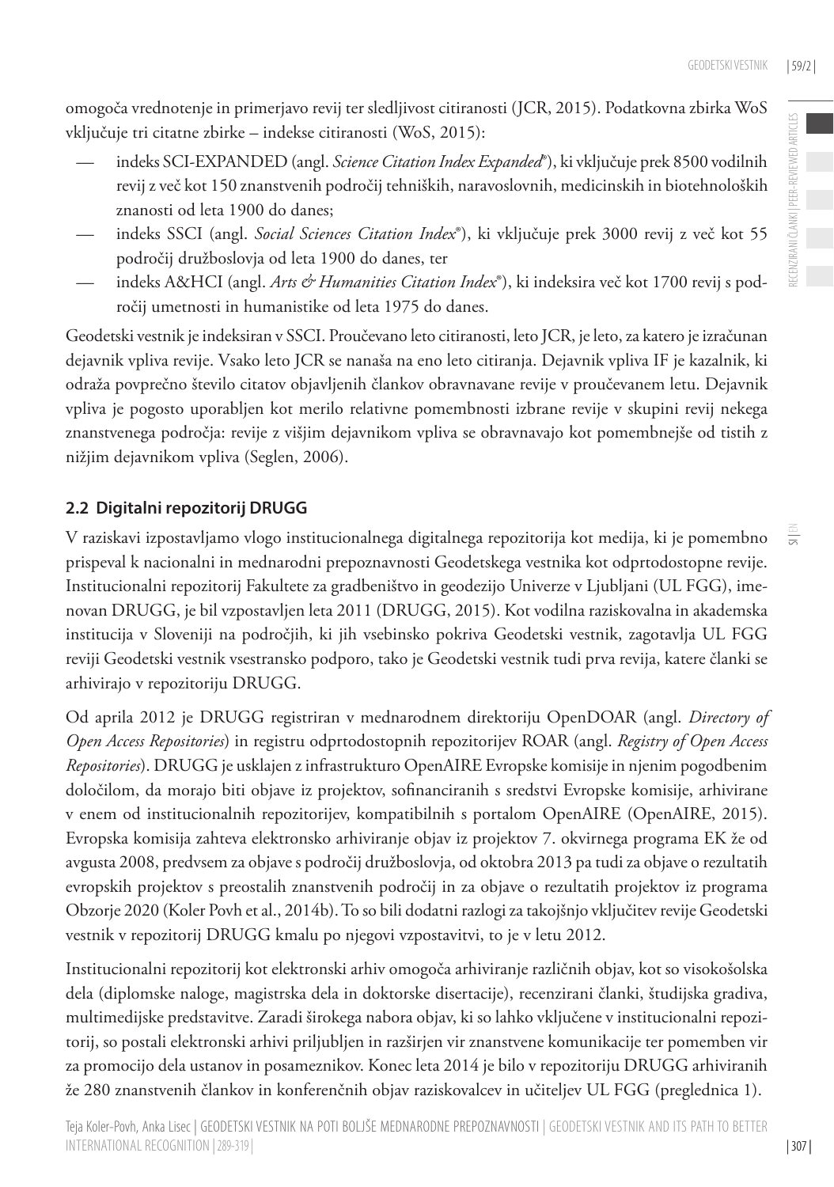omogoča vrednotenje in primerjavo revij ter sledljivost citiranosti (JCR, 2015). Podatkovna zbirka WoS vključuje tri citatne zbirke – indekse citiranosti (WoS, 2015):

- indeks SCI-EXPANDED (angl. *Science Citation Index Expanded®*), ki vključuje prek 8500 vodilnih revij z več kot 150 znanstvenih področij tehniških, naravoslovnih, medicinskih in biotehnoloških znanosti od leta 1900 do danes;
- indeks SSCI (angl. *Social Sciences Citation Index®*), ki vključuje prek 3000 revij z več kot 55 področij družboslovja od leta 1900 do danes, ter
- indeks A&HCI (angl. *Arts & Humanities Citation Index®*), ki indeksira več kot 1700 revij s področij umetnosti in humanistike od leta 1975 do danes.

Geodetski vestnik je indeksiran v SSCI. Proučevano leto citiranosti, leto JCR, je leto, za katero je izračunan dejavnik vpliva revije. Vsako leto JCR se nanaša na eno leto citiranja. Dejavnik vpliva IF je kazalnik, ki odraža povprečno število citatov objavljenih člankov obravnavane revije v proučevanem letu. Dejavnik vpliva je pogosto uporabljen kot merilo relativne pomembnosti izbrane revije v skupini revij nekega znanstvenega področja: revije z višjim dejavnikom vpliva se obravnavajo kot pomembnejše od tistih z nižjim dejavnikom vpliva (Seglen, 2006).

## 2.2 Digitalni repozitorij DRUGG

V raziskavi izpostavljamo vlogo institucionalnega digitalnega repozitorija kot medija, ki je pomembno prispeval k nacionalni in mednarodni prepoznavnosti Geodetskega vestnika kot odprtodostopne revije. Institucionalni repozitorij Fakultete za gradbeništvo in geodezijo Univerze v Ljubljani (UL FGG), imenovan DRUGG, je bil vzpostavljen leta 2011 (DRUGG, 2015). Kot vodilna raziskovalna in akademska institucija v Sloveniji na področjih, ki jih vsebinsko pokriva Geodetski vestnik, zagotavlja UL FGG reviji Geodetski vestnik vsestransko podporo, tako je Geodetski vestnik tudi prva revija, katere članki se arhivirajo v repozitoriju DRUGG.

Od aprila 2012 je DRUGG registriran v mednarodnem direktoriju OpenDOAR (angl. *Directory of Open Access Repositories*) in registru odprtodostopnih repozitorijev ROAR (angl. *Registry of Open Access Repositories*). DRUGG je usklajen z infrastrukturo OpenAIRE Evropske komisije in njenim pogodbenim določilom, da morajo biti objave iz projektov, sofinanciranih s sredstvi Evropske komisije, arhivirane v enem od institucionalnih repozitorijev, kompatibilnih s portalom OpenAIRE (OpenAIRE, 2015). Evropska komisija zahteva elektronsko arhiviranje objav iz projektov 7. okvirnega programa EK že od avgusta 2008, predvsem za objave s področij družboslovja, od oktobra 2013 pa tudi za objave o rezultatih evropskih projektov s preostalih znanstvenih področij in za objave o rezultatih projektov iz programa Obzorje 2020 (Koler Povh et al., 2014b). To so bili dodatni razlogi za takojšnjo vključitev revije Geodetski vestnik v repozitorij DRUGG kmalu po njegovi vzpostavitvi, to je v letu 2012.

Institucionalni repozitorij kot elektronski arhiv omogoča arhiviranje različnih objav, kot so visokošolska dela (diplomske naloge, magistrska dela in doktorske disertacije), recenzirani članki, študijska gradiva, multimedijske predstavitve. Zaradi širokega nabora objav, ki so lahko vključene v institucionalni repozitorij, so postali elektronski arhivi priljubljen in razširjen vir znanstvene komunikacije ter pomemben vir za promocijo dela ustanov in posameznikov. Konec leta 2014 je bilo v repozitoriju DRUGG arhiviranih že 280 znanstvenih člankov in konferenčnih objav raziskovalcev in učiteljev UL FGG (preglednica 1).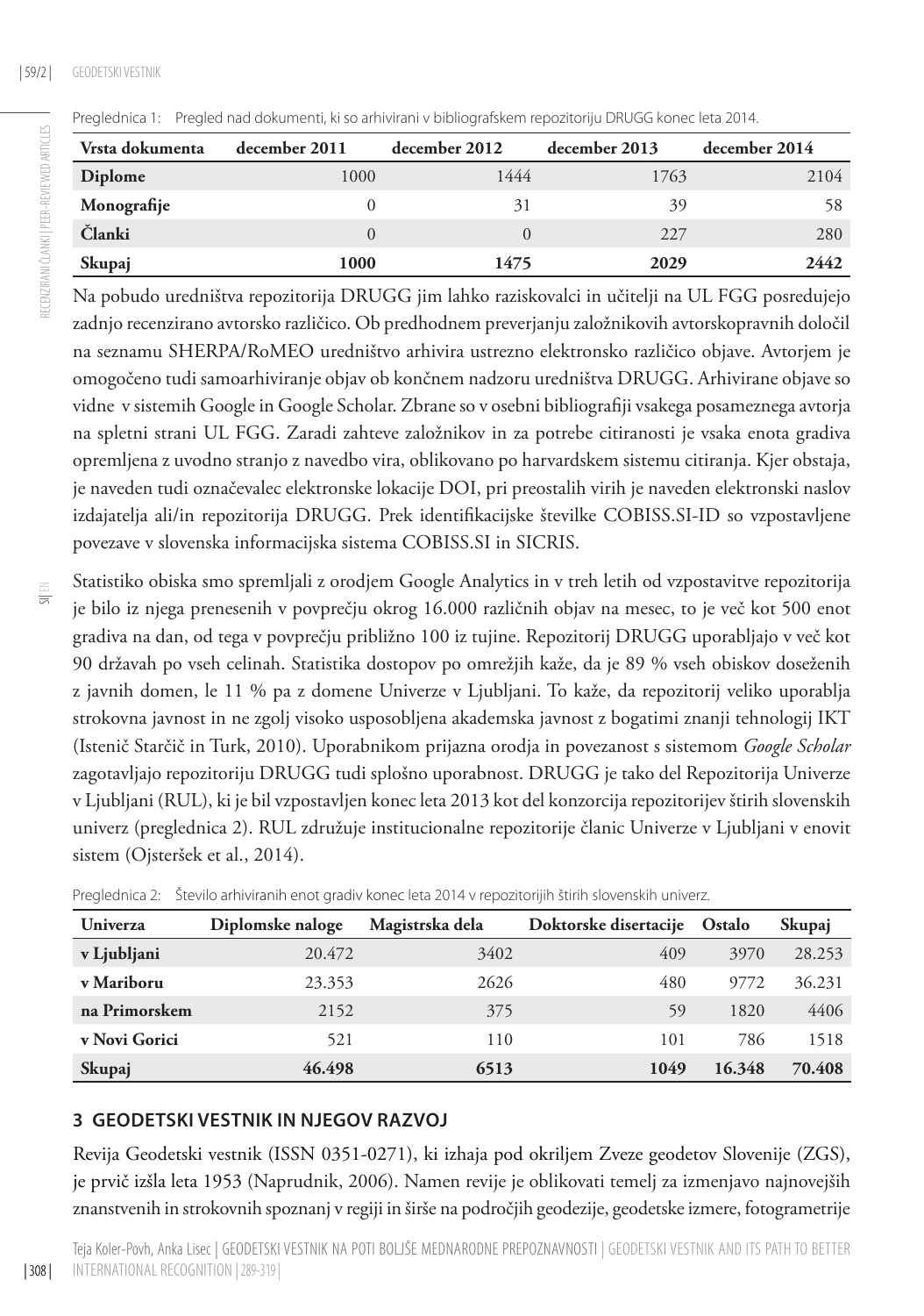Preglednica 1: Pregled nad dokumenti, ki so arhivirani v bibliografskem repozitoriju DRUGG konec leta 2014.

| Vrsta dokumenta | december 2011 | december 2012 | december 2013 | december 2014 |
|---|---|---|---|---|
| **Diplome** | 1000 | 1444 | 1763 | 2104 |
| **Monografije** | 0 | 31 | 39 | 58 |
| **Članki** | 0 | 0 | 227 | 280 |
| **Skupaj** | **1000** | **1475** | **2029** | **2442** |

Na pobudo uredništva repozitorija DRUGG jim lahko raziskovalci in učitelji na UL FGG posredujejo zadnjo recenzirano avtorsko različico. Ob predhodnem preverjanju založnikovih avtorskopravnih določil na seznamu SHERPA/RoMEO uredništvo arhivira ustrezno elektronsko različico objave. Avtorjem je omogočeno tudi samoarhiviranje objav ob končnem nadzoru uredništva DRUGG. Arhivirane objave so vidne v sistemih Google in Google Scholar. Zbrane so v osebni bibliografiji vsakega posameznega avtorja na spletni strani UL FGG. Zaradi zahteve založnikov in za potrebe citiranosti je vsaka enota gradiva opremljena z uvodno stranjo z navedbo vira, oblikovano po harvardskem sistemu citiranja. Kjer obstaja, je naveden tudi označevalec elektronske lokacije DOI, pri preostalih virih je naveden elektronski naslov izdajatelja ali/in repozitorija DRUGG. Prek identifikacijske številke COBISS.SI-ID so vzpostavljene povezave v slovenska informacijska sistema COBISS.SI in SICRIS.

Statistiko obiska smo spremljali z orodjem Google Analytics in v treh letih od vzpostavitve repozitorija je bilo iz njega prenesenih v povprečju okrog 16.000 različnih objav na mesec, to je več kot 500 enot gradiva na dan, od tega v povprečju približno 100 iz tujine. Repozitorij DRUGG uporabljajo v več kot 90 državah po vseh celinah. Statistika dostopov po omrežjih kaže, da je 89 % vseh obiskov doseženih z javnih domen, le 11 % pa z domene Univerze v Ljubljani. To kaže, da repozitorij veliko uporablja strokovna javnost in ne zgolj visoko usposobljena akademska javnost z bogatimi znanji tehnologij IKT (Istenič Starčič in Turk, 2010). Uporabnikom prijazna orodja in povezanost s sistemom *Google Scholar* zagotavljajo repozitoriju DRUGG tudi splošno uporabnost. DRUGG je tako del Repozitorija Univerze v Ljubljani (RUL), ki je bil vzpostavljen konec leta 2013 kot del konzorcija repozitorijev štirih slovenskih univerz (preglednica 2). RUL združuje institucionalne repozitorije članic Univerze v Ljubljani v enovit sistem (Ojsteršek et al., 2014).

Preglednica 2: Število arhiviranih enot gradiv konec leta 2014 v repozitorijih štirih slovenskih univerz.

| Univerza | Diplomske naloge | Magistrska dela | Doktorske disertacije | Ostalo | Skupaj |
|---|---|---|---|---|---|
| **v Ljubljani** | 20.472 | 3402 | 409 | 3970 | 28.253 |
| **v Mariboru** | 23.353 | 2626 | 480 | 9772 | 36.231 |
| **na Primorskem** | 2152 | 375 | 59 | 1820 | 4406 |
| **v Novi Gorici** | 521 | 110 | 101 | 786 | 1518 |
| **Skupaj** | **46.498** | **6513** | **1049** | **16.348** | **70.408** |

## 3 GEODETSKI VESTNIK IN NJEGOV RAZVOJ

Revija Geodetski vestnik (ISSN 0351-0271), ki izhaja pod okriljem Zveze geodetov Slovenije (ZGS), je prvič izšla leta 1953 (Naprudnik, 2006). Namen revije je oblikovati temelj za izmenjavo najnovejših znanstvenih in strokovnih spoznanj v regiji in širše na področjih geodezije, geodetske izmere, fotogrametrije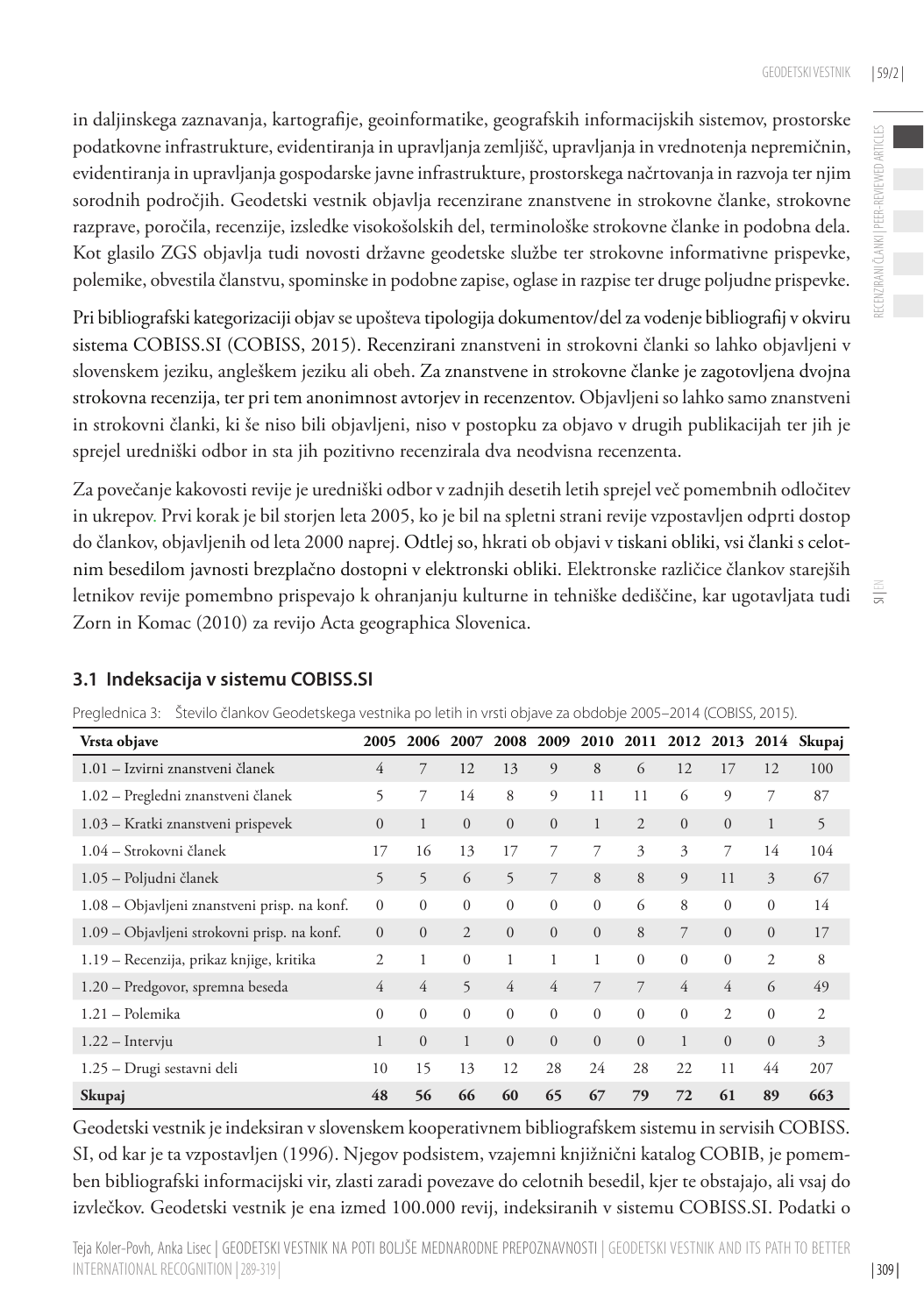in daljinskega zaznavanja, kartografije, geoinformatike, geografskih informacijskih sistemov, prostorske podatkovne infrastrukture, evidentiranja in upravljanja zemljišč, upravljanja in vrednotenja nepremičnin, evidentiranja in upravljanja gospodarske javne infrastrukture, prostorskega načrtovanja in razvoja ter njim sorodnih področjih. Geodetski vestnik objavlja recenzirane znanstvene in strokovne članke, strokovne razprave, poročila, recenzije, izsledke visokošolskih del, terminološke strokovne članke in podobna dela. Kot glasilo ZGS objavlja tudi novosti državne geodetske službe ter strokovne informativne prispevke, polemike, obvestila članstvu, spominske in podobne zapise, oglase in razpise ter druge poljudne prispevke.

Pri bibliografski kategorizaciji objav se upošteva tipologija dokumentov/del za vodenje bibliografij v okviru sistema COBISS.SI (COBISS, 2015). Recenzirani znanstveni in strokovni članki so lahko objavljeni v slovenskem jeziku, angleškem jeziku ali obeh. Za znanstvene in strokovne članke je zagotovljena dvojna strokovna recenzija, ter pri tem anonimnost avtorjev in recenzentov. Objavljeni so lahko samo znanstveni in strokovni članki, ki še niso bili objavljeni, niso v postopku za objavo v drugih publikacijah ter jih je sprejel uredniški odbor in sta jih pozitivno recenzirala dva neodvisna recenzenta.

Za povečanje kakovosti revije je uredniški odbor v zadnjih desetih letih sprejel več pomembnih odločitev in ukrepov. Prvi korak je bil storjen leta 2005, ko je bil na spletni strani revije vzpostavljen odprti dostop do člankov, objavljenih od leta 2000 naprej. Odtlej so, hkrati ob objavi v tiskani obliki, vsi članki s celotnim besedilom javnosti brezplačno dostopni v elektronski obliki. Elektronske različice člankov starejših letnikov revije pomembno prispevajo k ohranjanju kulturne in tehniške dediščine, kar ugotavljata tudi Zorn in Komac (2010) za revijo Acta geographica Slovenica.

### 3.1 Indeksacija v sistemu COBISS.SI

Preglednica 3: Število člankov Geodetskega vestnika po letih in vrsti objave za obdobje 2005–2014 (COBISS, 2015).

| Vrsta objave | 2005 | 2006 | 2007 | 2008 | 2009 | 2010 | 2011 | 2012 | 2013 | 2014 | Skupaj |
|---|---|---|---|---|---|---|---|---|---|---|---|
| 1.01 – Izvirni znanstveni članek | 4 | 7 | 12 | 13 | 9 | 8 | 6 | 12 | 17 | 12 | 100 |
| 1.02 – Pregledni znanstveni članek | 5 | 7 | 14 | 8 | 9 | 11 | 11 | 6 | 9 | 7 | 87 |
| 1.03 – Kratki znanstveni prispevek | 0 | 1 | 0 | 0 | 0 | 1 | 2 | 0 | 0 | 1 | 5 |
| 1.04 – Strokovni članek | 17 | 16 | 13 | 17 | 7 | 7 | 3 | 3 | 7 | 14 | 104 |
| 1.05 – Poljudni članek | 5 | 5 | 6 | 5 | 7 | 8 | 8 | 9 | 11 | 3 | 67 |
| 1.08 – Objavljeni znanstveni prisp. na konf. | 0 | 0 | 0 | 0 | 0 | 0 | 6 | 8 | 0 | 0 | 14 |
| 1.09 – Objavljeni strokovni prisp. na konf. | 0 | 0 | 2 | 0 | 0 | 0 | 8 | 7 | 0 | 0 | 17 |
| 1.19 – Recenzija, prikaz knjige, kritika | 2 | 1 | 0 | 1 | 1 | 1 | 0 | 0 | 0 | 2 | 8 |
| 1.20 – Predgovor, spremna beseda | 4 | 4 | 5 | 4 | 4 | 7 | 7 | 4 | 4 | 6 | 49 |
| 1.21 – Polemika | 0 | 0 | 0 | 0 | 0 | 0 | 0 | 0 | 2 | 0 | 2 |
| 1.22 – Intervju | 1 | 0 | 1 | 0 | 0 | 0 | 0 | 1 | 0 | 0 | 3 |
| 1.25 – Drugi sestavni deli | 10 | 15 | 13 | 12 | 28 | 24 | 28 | 22 | 11 | 44 | 207 |
| **Skupaj** | **48** | **56** | **66** | **60** | **65** | **67** | **79** | **72** | **61** | **89** | **663** |

Geodetski vestnik je indeksiran v slovenskem kooperativnem bibliografskem sistemu in servisih COBISS.SI, od kar je ta vzpostavljen (1996). Njegov podsistem, vzajemni knjižnični katalog COBIB, je pomemben bibliografski informacijski vir, zlasti zaradi povezave do celotnih besedil, kjer te obstajajo, ali vsaj do izvlečkov. Geodetski vestnik je ena izmed 100.000 revij, indeksiranih v sistemu COBISS.SI. Podatki o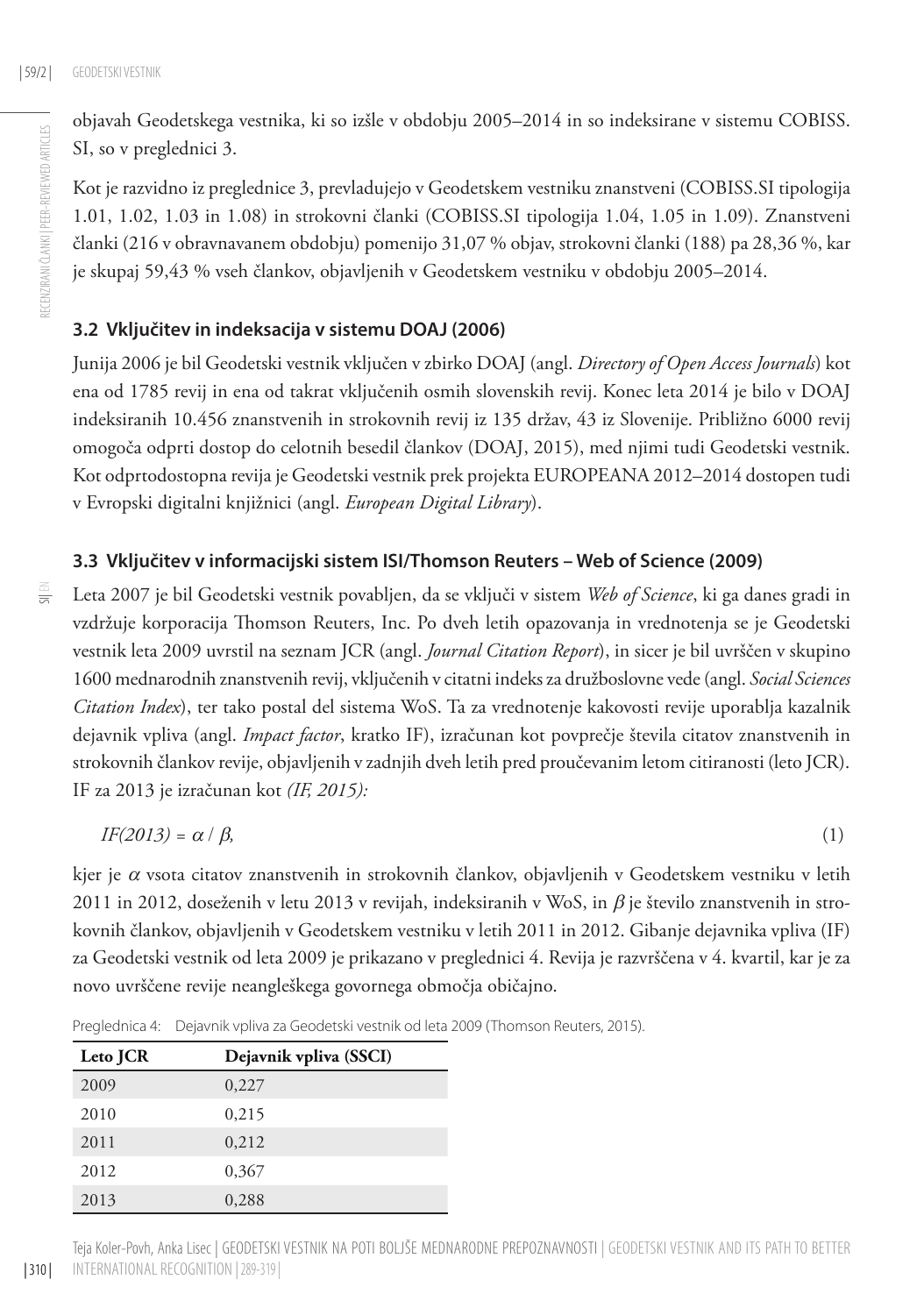objavah Geodetskega vestnika, ki so izšle v obdobju 2005–2014 in so indeksirane v sistemu COBISS.SI, so v preglednici 3.

Kot je razvidno iz preglednice 3, prevladujejo v Geodetskem vestniku znanstveni (COBISS.SI tipologija 1.01, 1.02, 1.03 in 1.08) in strokovni članki (COBISS.SI tipologija 1.04, 1.05 in 1.09). Znanstveni članki (216 v obravnavanem obdobju) pomenijo 31,07 % objav, strokovni članki (188) pa 28,36 %, kar je skupaj 59,43 % vseh člankov, objavljenih v Geodetskem vestniku v obdobju 2005–2014.

### 3.2 Vključitev in indeksacija v sistemu DOAJ (2006)

Junija 2006 je bil Geodetski vestnik vključen v zbirko DOAJ (angl. *Directory of Open Access Journals*) kot ena od 1785 revij in ena od takrat vključenih osmih slovenskih revij. Konec leta 2014 je bilo v DOAJ indeksiranih 10.456 znanstvenih in strokovnih revij iz 135 držav, 43 iz Slovenije. Približno 6000 revij omogoča odprti dostop do celotnih besedil člankov (DOAJ, 2015), med njimi tudi Geodetski vestnik. Kot odprtodostopna revija je Geodetski vestnik prek projekta EUROPEANA 2012–2014 dostopen tudi v Evropski digitalni knjižnici (angl. *European Digital Library*).

### 3.3 Vključitev v informacijski sistem ISI/Thomson Reuters – Web of Science (2009)

Leta 2007 je bil Geodetski vestnik povabljen, da se vključi v sistem *Web of Science*, ki ga danes gradi in vzdržuje korporacija Thomson Reuters, Inc. Po dveh letih opazovanja in vrednotenja se je Geodetski vestnik leta 2009 uvrstil na seznam JCR (angl. *Journal Citation Report*), in sicer je bil uvrščen v skupino 1600 mednarodnih znanstvenih revij, vključenih v citatni indeks za družboslovne vede (angl. *Social Sciences Citation Index*), ter tako postal del sistema WoS. Ta za vrednotenje kakovosti revije uporablja kazalnik dejavnik vpliva (angl. *Impact factor*, kratko IF), izračunan kot povprečje števila citatov znanstvenih in strokovnih člankov revije, objavljenih v zadnjih dveh letih pred proučevanim letom citiranosti (leto JCR). IF za 2013 je izračunan kot *(IF, 2015):*

$$IF(2013) = \alpha / \beta, \qquad (1)$$

kjer je $\alpha$ vsota citatov znanstvenih in strokovnih člankov, objavljenih v Geodetskem vestniku v letih 2011 in 2012, doseženih v letu 2013 v revijah, indeksiranih v WoS, in $\beta$ je število znanstvenih in strokovnih člankov, objavljenih v Geodetskem vestniku v letih 2011 in 2012. Gibanje dejavnika vpliva (IF) za Geodetski vestnik od leta 2009 je prikazano v preglednici 4. Revija je razvrščena v 4. kvartil, kar je za novo uvrščene revije neangleškega govornega območja običajno.

Preglednica 4: Dejavnik vpliva za Geodetski vestnik od leta 2009 (Thomson Reuters, 2015).

| Leto JCR | Dejavnik vpliva (SSCI) |
| --- | --- |
| 2009 | 0,227 |
| 2010 | 0,215 |
| 2011 | 0,212 |
| 2012 | 0,367 |
| 2013 | 0,288 |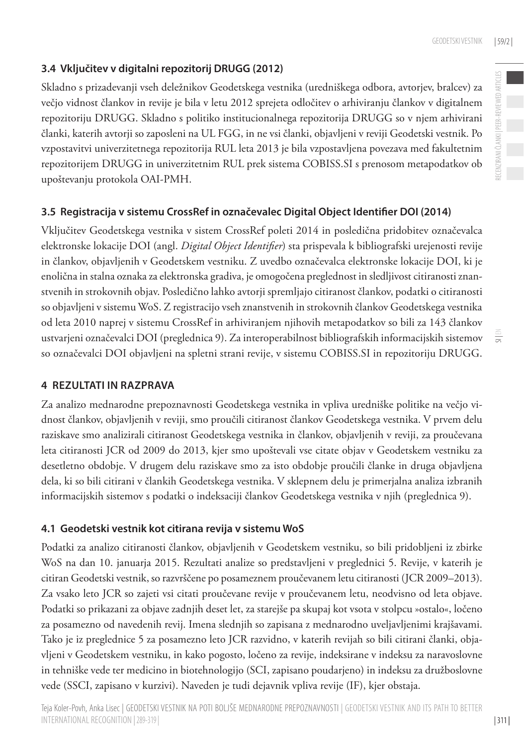### 3.4 Vključitev v digitalni repozitorij DRUGG (2012)

Skladno s prizadevanji vseh deležnikov Geodetskega vestnika (uredniškega odbora, avtorjev, bralcev) za večjo vidnost člankov in revije je bila v letu 2012 sprejeta odločitev o arhiviranju člankov v digitalnem repozitoriju DRUGG. Skladno s politiko institucionalnega repozitorija DRUGG so v njem arhivirani članki, katerih avtorji so zaposleni na UL FGG, in ne vsi članki, objavljeni v reviji Geodetski vestnik. Po vzpostavitvi univerzitetnega repozitorija RUL leta 2013 je bila vzpostavljena povezava med fakultetnim repozitorijem DRUGG in univerzitetnim RUL prek sistema COBISS.SI s prenosom metapodatkov ob upoštevanju protokola OAI-PMH.

### 3.5 Registracija v sistemu CrossRef in označevalec Digital Object Identifier DOI (2014)

Vključitev Geodetskega vestnika v sistem CrossRef poleti 2014 in posledična pridobitev označevalca elektronske lokacije DOI (angl. *Digital Object Identifier*) sta prispevala k bibliografski urejenosti revije in člankov, objavljenih v Geodetskem vestniku. Z uvedbo označevalca elektronske lokacije DOI, ki je enolična in stalna oznaka za elektronska gradiva, je omogočena preglednost in sledljivost citiranosti znanstvenih in strokovnih objav. Posledično lahko avtorji spremljajo citiranost člankov, podatki o citiranosti so objavljeni v sistemu WoS. Z registracijo vseh znanstvenih in strokovnih člankov Geodetskega vestnika od leta 2010 naprej v sistemu CrossRef in arhiviranjem njihovih metapodatkov so bili za 143 člankov ustvarjeni označevalci DOI (preglednica 9). Za interoperabilnost bibliografskih informacijskih sistemov so označevalci DOI objavljeni na spletni strani revije, v sistemu COBISS.SI in repozitoriju DRUGG.

## 4 REZULTATI IN RAZPRAVA

Za analizo mednarodne prepoznavnosti Geodetskega vestnika in vpliva uredniške politike na večjo vidnost člankov, objavljenih v reviji, smo proučili citiranost člankov Geodetskega vestnika. V prvem delu raziskave smo analizirali citiranost Geodetskega vestnika in člankov, objavljenih v reviji, za proučevana leta citiranosti JCR od 2009 do 2013, kjer smo upoštevali vse citate objav v Geodetskem vestniku za desetletno obdobje. V drugem delu raziskave smo za isto obdobje proučili članke in druga objavljena dela, ki so bili citirani v člankih Geodetskega vestnika. V sklepnem delu je primerjalna analiza izbranih informacijskih sistemov s podatki o indeksaciji člankov Geodetskega vestnika v njih (preglednica 9).

### 4.1 Geodetski vestnik kot citirana revija v sistemu WoS

Podatki za analizo citiranosti člankov, objavljenih v Geodetskem vestniku, so bili pridobljeni iz zbirke WoS na dan 10. januarja 2015. Rezultati analize so predstavljeni v preglednici 5. Revije, v katerih je citiran Geodetski vestnik, so razvrščene po posameznem proučevanem letu citiranosti (JCR 2009–2013). Za vsako leto JCR so zajeti vsi citati proučevane revije v proučevanem letu, neodvisno od leta objave. Podatki so prikazani za objave zadnjih deset let, za starejše pa skupaj kot vsota v stolpcu »ostalo«, ločeno za posamezno od navedenih revij. Imena slednjih so zapisana z mednarodno uveljavljenimi krajšavami. Tako je iz preglednice 5 za posamezno leto JCR razvidno, v katerih revijah so bili citirani članki, objavljeni v Geodetskem vestniku, in kako pogosto, ločeno za revije, indeksirane v indeksu za naravoslovne in tehniške vede ter medicino in biotehnologijo (SCI, zapisano poudarjeno) in indeksu za družboslovne vede (SSCI, zapisano v kurzivi). Naveden je tudi dejavnik vpliva revije (IF), kjer obstaja.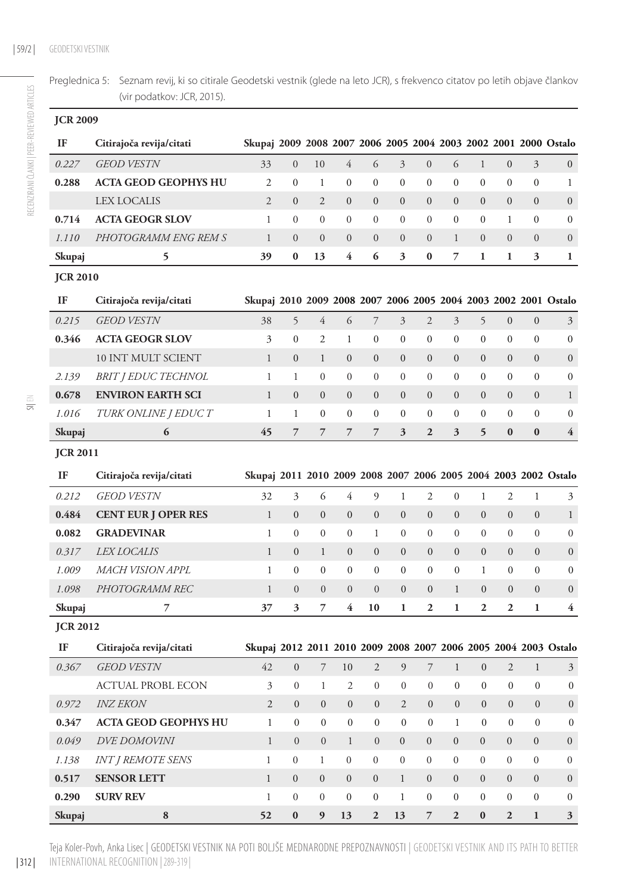Preglednica 5: Seznam revij, ki so citirale Geodetski vestnik (glede na leto JCR), s frekvenco citatov po letih objave člankov (vir podatkov: JCR, 2015).

**JCR 2009**

| IF | Citirajoča revija/citati | Skupaj | 2009 | 2008 | 2007 | 2006 | 2005 | 2004 | 2003 | 2002 | 2001 | 2000 | Ostalo |
|---|---|---|---|---|---|---|---|---|---|---|---|---|---|
| *0.227* | *GEOD VESTN* | 33 | 0 | 10 | 4 | 6 | 3 | 0 | 6 | 1 | 0 | 3 | 0 |
| **0.288** | **ACTA GEOD GEOPHYS HU** | 2 | 0 | 1 | 0 | 0 | 0 | 0 | 0 | 0 | 0 | 0 | 1 |
| | LEX LOCALIS | 2 | 0 | 2 | 0 | 0 | 0 | 0 | 0 | 0 | 0 | 0 | 0 |
| **0.714** | **ACTA GEOGR SLOV** | 1 | 0 | 0 | 0 | 0 | 0 | 0 | 0 | 0 | 1 | 0 | 0 |
| *1.110* | *PHOTOGRAMM ENG REM S* | 1 | 0 | 0 | 0 | 0 | 0 | 0 | 1 | 0 | 0 | 0 | 0 |
| **Skupaj** | **5** | **39** | **0** | **13** | **4** | **6** | **3** | **0** | **7** | **1** | **1** | **3** | **1** |

**JCR 2010**

| IF | Citirajoča revija/citati | Skupaj | 2010 | 2009 | 2008 | 2007 | 2006 | 2005 | 2004 | 2003 | 2002 | 2001 | Ostalo |
|---|---|---|---|---|---|---|---|---|---|---|---|---|---|
| *0.215* | *GEOD VESTN* | 38 | 5 | 4 | 6 | 7 | 3 | 2 | 3 | 5 | 0 | 0 | 3 |
| **0.346** | **ACTA GEOGR SLOV** | 3 | 0 | 2 | 1 | 0 | 0 | 0 | 0 | 0 | 0 | 0 | 0 |
| | 10 INT MULT SCIENT | 1 | 0 | 1 | 0 | 0 | 0 | 0 | 0 | 0 | 0 | 0 | 0 |
| *2.139* | *BRIT J EDUC TECHNOL* | 1 | 1 | 0 | 0 | 0 | 0 | 0 | 0 | 0 | 0 | 0 | 0 |
| **0.678** | **ENVIRON EARTH SCI** | 1 | 0 | 0 | 0 | 0 | 0 | 0 | 0 | 0 | 0 | 0 | 1 |
| *1.016* | *TURK ONLINE J EDUC T* | 1 | 1 | 0 | 0 | 0 | 0 | 0 | 0 | 0 | 0 | 0 | 0 |
| **Skupaj** | **6** | **45** | **7** | **7** | **7** | **7** | **3** | **2** | **3** | **5** | **0** | **0** | **4** |

**JCR 2011**

| IF | Citirajoča revija/citati | Skupaj | 2011 | 2010 | 2009 | 2008 | 2007 | 2006 | 2005 | 2004 | 2003 | 2002 | Ostalo |
|---|---|---|---|---|---|---|---|---|---|---|---|---|---|
| *0.212* | *GEOD VESTN* | 32 | 3 | 6 | 4 | 9 | 1 | 2 | 0 | 1 | 2 | 1 | 3 |
| **0.484** | **CENT EUR J OPER RES** | 1 | 0 | 0 | 0 | 0 | 0 | 0 | 0 | 0 | 0 | 0 | 1 |
| **0.082** | **GRADEVINAR** | 1 | 0 | 0 | 0 | 1 | 0 | 0 | 0 | 0 | 0 | 0 | 0 |
| *0.317* | *LEX LOCALIS* | 1 | 0 | 1 | 0 | 0 | 0 | 0 | 0 | 0 | 0 | 0 | 0 |
| *1.009* | *MACH VISION APPL* | 1 | 0 | 0 | 0 | 0 | 0 | 0 | 0 | 1 | 0 | 0 | 0 |
| *1.098* | *PHOTOGRAMM REC* | 1 | 0 | 0 | 0 | 0 | 0 | 0 | 1 | 0 | 0 | 0 | 0 |
| **Skupaj** | **7** | **37** | **3** | **7** | **4** | **10** | **1** | **2** | **1** | **2** | **2** | **1** | **4** |

**JCR 2012**

| IF | Citirajoča revija/citati | Skupaj | 2012 | 2011 | 2010 | 2009 | 2008 | 2007 | 2006 | 2005 | 2004 | 2003 | Ostalo |
|---|---|---|---|---|---|---|---|---|---|---|---|---|---|
| *0.367* | *GEOD VESTN* | 42 | 0 | 7 | 10 | 2 | 9 | 7 | 1 | 0 | 2 | 1 | 3 |
| | ACTUAL PROBL ECON | 3 | 0 | 1 | 2 | 0 | 0 | 0 | 0 | 0 | 0 | 0 | 0 |
| *0.972* | *INZ EKON* | 2 | 0 | 0 | 0 | 0 | 2 | 0 | 0 | 0 | 0 | 0 | 0 |
| **0.347** | **ACTA GEOD GEOPHYS HU** | 1 | 0 | 0 | 0 | 0 | 0 | 0 | 1 | 0 | 0 | 0 | 0 |
| *0.049* | *DVE DOMOVINI* | 1 | 0 | 0 | 1 | 0 | 0 | 0 | 0 | 0 | 0 | 0 | 0 |
| *1.138* | *INT J REMOTE SENS* | 1 | 0 | 1 | 0 | 0 | 0 | 0 | 0 | 0 | 0 | 0 | 0 |
| **0.517** | **SENSOR LETT** | 1 | 0 | 0 | 0 | 0 | 1 | 0 | 0 | 0 | 0 | 0 | 0 |
| **0.290** | **SURV REV** | 1 | 0 | 0 | 0 | 0 | 1 | 0 | 0 | 0 | 0 | 0 | 0 |
| **Skupaj** | **8** | **52** | **0** | **9** | **13** | **2** | **13** | **7** | **2** | **0** | **2** | **1** | **3** |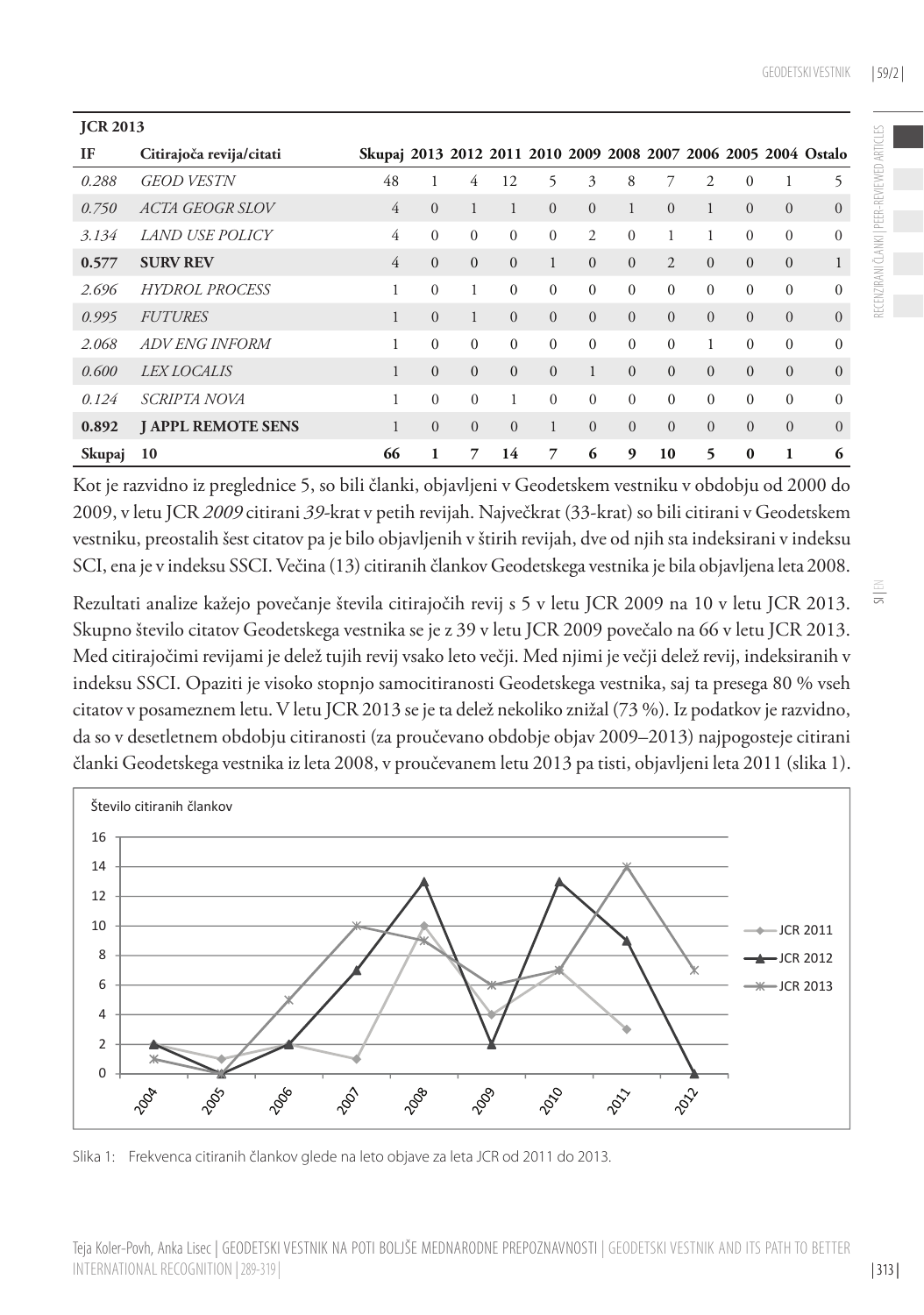| JCR 2013 | | | | | | | | | | | | |
|---|---|---|---|---|---|---|---|---|---|---|---|---|
| **IF** | **Citirajoča revija/citati** | **Skupaj** | **2013** | **2012** | **2011** | **2010** | **2009** | **2008** | **2007** | **2006** | **2005** | **2004** | **Ostalo** |
| *0.288* | *GEOD VESTN* | 48 | 1 | 4 | 12 | 5 | 3 | 8 | 7 | 2 | 0 | 1 | 5 |
| *0.750* | *ACTA GEOGR SLOV* | 4 | 0 | 1 | 1 | 0 | 0 | 1 | 0 | 1 | 0 | 0 | 0 |
| *3.134* | *LAND USE POLICY* | 4 | 0 | 0 | 0 | 0 | 2 | 0 | 1 | 1 | 0 | 0 | 0 |
| **0.577** | **SURV REV** | 4 | 0 | 0 | 0 | 1 | 0 | 0 | 2 | 0 | 0 | 0 | 1 |
| *2.696* | *HYDROL PROCESS* | 1 | 0 | 1 | 0 | 0 | 0 | 0 | 0 | 0 | 0 | 0 | 0 |
| *0.995* | *FUTURES* | 1 | 0 | 1 | 0 | 0 | 0 | 0 | 0 | 0 | 0 | 0 | 0 |
| *2.068* | *ADV ENG INFORM* | 1 | 0 | 0 | 0 | 0 | 0 | 0 | 0 | 1 | 0 | 0 | 0 |
| *0.600* | *LEX LOCALIS* | 1 | 0 | 0 | 0 | 0 | 1 | 0 | 0 | 0 | 0 | 0 | 0 |
| *0.124* | *SCRIPTA NOVA* | 1 | 0 | 0 | 1 | 0 | 0 | 0 | 0 | 0 | 0 | 0 | 0 |
| **0.892** | **J APPL REMOTE SENS** | 1 | 0 | 0 | 0 | 1 | 0 | 0 | 0 | 0 | 0 | 0 | 0 |
| **Skupaj** | **10** | **66** | **1** | **7** | **14** | **7** | **6** | **9** | **10** | **5** | **0** | **1** | **6** |

Kot je razvidno iz preglednice 5, so bili članki, objavljeni v Geodetskem vestniku v obdobju od 2000 do 2009, v letu JCR *2009* citirani *39*-krat v petih revijah. Največkrat (33-krat) so bili citirani v Geodetskem vestniku, preostalih šest citatov pa je bilo objavljenih v štirih revijah, dve od njih sta indeksirani v indeksu SCI, ena je v indeksu SSCI. Večina (13) citiranih člankov Geodetskega vestnika je bila objavljena leta 2008.

Rezultati analize kažejo povečanje števila citirajočih revij s 5 v letu JCR 2009 na 10 v letu JCR 2013. Skupno število citatov Geodetskega vestnika se je z 39 v letu JCR 2009 povečalo na 66 v letu JCR 2013. Med citirajočimi revijami je delež tujih revij vsako leto večji. Med njimi je večji delež revij, indeksiranih v indeksu SSCI. Opaziti je visoko stopnjo samocitiranosti Geodetskega vestnika, saj ta presega 80 % vseh citatov v posameznem letu. V letu JCR 2013 se je ta delež nekoliko znižal (73 %). Iz podatkov je razvidno, da so v desetletnem obdobju citiranosti (za proučevano obdobje objav 2009–2013) najpogosteje citirani članki Geodetskega vestnika iz leta 2008, v proučevanem letu 2013 pa tisti, objavljeni leta 2011 (slika 1).

Slika 1: Frekvenca citiranih člankov glede na leto objave za leta JCR od 2011 do 2013.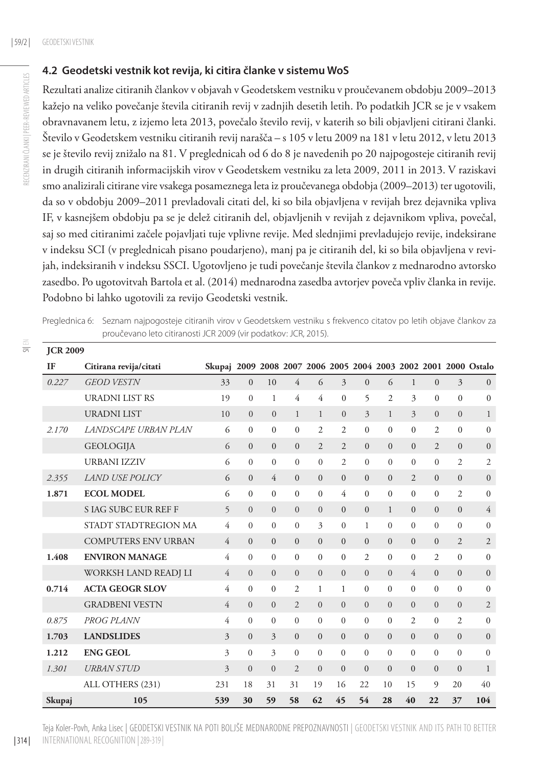### 4.2 Geodetski vestnik kot revija, ki citira članke v sistemu WoS

Rezultati analize citiranih člankov v objavah v Geodetskem vestniku v proučevanem obdobju 2009–2013 kažejo na veliko povečanje števila citiranih revij v zadnjih desetih letih. Po podatkih JCR se je v vsakem obravnavanem letu, z izjemo leta 2013, povečalo število revij, v katerih so bili objavljeni citirani članki. Število v Geodetskem vestniku citiranih revij narašča – s 105 v letu 2009 na 181 v letu 2012, v letu 2013 se je število revij znižalo na 81. V preglednicah od 6 do 8 je navedenih po 20 najpogosteje citiranih revij in drugih citiranih informacijskih virov v Geodetskem vestniku za leta 2009, 2011 in 2013. V raziskavi smo analizirali citirane vire vsakega posameznega leta iz proučevanega obdobja (2009–2013) ter ugotovili, da so v obdobju 2009–2011 prevladovali citati del, ki so bila objavljena v revijah brez dejavnika vpliva IF, v kasnejšem obdobju pa se je delež citiranih del, objavljenih v revijah z dejavnikom vpliva, povečal, saj so med citiranimi začele pojavljati tuje vplivne revije. Med slednjimi prevladujejo revije, indeksirane v indeksu SCI (v preglednicah pisano poudarjeno), manj pa je citiranih del, ki so bila objavljena v revijah, indeksiranih v indeksu SSCI. Ugotovljeno je tudi povečanje števila člankov z mednarodno avtorsko zasedbo. Po ugotovitvah Bartola et al. (2014) mednarodna zasedba avtorjev poveča vpliv članka in revije. Podobno bi lahko ugotovili za revijo Geodetski vestnik.

Preglednica 6: Seznam najpogosteje citiranih virov v Geodetskem vestniku s frekvenco citatov po letih objave člankov za proučevano leto citiranosti JCR 2009 (vir podatkov: JCR, 2015).

| **JCR 2009** | | | | | | | | | | | | | |
|---|---|---|---|---|---|---|---|---|---|---|---|---|---|
| **IF** | **Citirana revija/citati** | **Skupaj** | **2009** | **2008** | **2007** | **2006** | **2005** | **2004** | **2003** | **2002** | **2001** | **2000** | **Ostalo** |
| *0.227* | *GEOD VESTN* | 33 | 0 | 10 | 4 | 6 | 3 | 0 | 6 | 1 | 0 | 3 | 0 |
| | URADNI LIST RS | 19 | 0 | 1 | 4 | 4 | 0 | 5 | 2 | 3 | 0 | 0 | 0 |
| | URADNI LIST | 10 | 0 | 0 | 1 | 1 | 0 | 3 | 1 | 3 | 0 | 0 | 1 |
| *2.170* | *LANDSCAPE URBAN PLAN* | 6 | 0 | 0 | 0 | 2 | 2 | 0 | 0 | 0 | 2 | 0 | 0 |
| | GEOLOGIJA | 6 | 0 | 0 | 0 | 2 | 2 | 0 | 0 | 0 | 2 | 0 | 0 |
| | URBANI IZZIV | 6 | 0 | 0 | 0 | 0 | 2 | 0 | 0 | 0 | 0 | 2 | 2 |
| *2.355* | *LAND USE POLICY* | 6 | 0 | 4 | 0 | 0 | 0 | 0 | 0 | 2 | 0 | 0 | 0 |
| **1.871** | **ECOL MODEL** | 6 | 0 | 0 | 0 | 0 | 4 | 0 | 0 | 0 | 0 | 2 | 0 |
| | S IAG SUBC EUR REF F | 5 | 0 | 0 | 0 | 0 | 0 | 0 | 1 | 0 | 0 | 0 | 4 |
| | STADT STADTREGION MA | 4 | 0 | 0 | 0 | 3 | 0 | 1 | 0 | 0 | 0 | 0 | 0 |
| | COMPUTERS ENV URBAN | 4 | 0 | 0 | 0 | 0 | 0 | 0 | 0 | 0 | 0 | 2 | 2 |
| **1.408** | **ENVIRON MANAGE** | 4 | 0 | 0 | 0 | 0 | 0 | 2 | 0 | 0 | 2 | 0 | 0 |
| | WORKSH LAND READJ LI | 4 | 0 | 0 | 0 | 0 | 0 | 0 | 0 | 4 | 0 | 0 | 0 |
| **0.714** | **ACTA GEOGR SLOV** | 4 | 0 | 0 | 2 | 1 | 1 | 0 | 0 | 0 | 0 | 0 | 0 |
| | GRADBENI VESTN | 4 | 0 | 0 | 2 | 0 | 0 | 0 | 0 | 0 | 0 | 0 | 2 |
| *0.875* | *PROG PLANN* | 4 | 0 | 0 | 0 | 0 | 0 | 0 | 0 | 2 | 0 | 2 | 0 |
| **1.703** | **LANDSLIDES** | 3 | 0 | 3 | 0 | 0 | 0 | 0 | 0 | 0 | 0 | 0 | 0 |
| **1.212** | **ENG GEOL** | 3 | 0 | 3 | 0 | 0 | 0 | 0 | 0 | 0 | 0 | 0 | 0 |
| *1.301* | *URBAN STUD* | 3 | 0 | 0 | 2 | 0 | 0 | 0 | 0 | 0 | 0 | 0 | 1 |
| | ALL OTHERS (231) | 231 | 18 | 31 | 31 | 19 | 16 | 22 | 10 | 15 | 9 | 20 | 40 |
| **Skupaj** | **105** | **539** | **30** | **59** | **58** | **62** | **45** | **54** | **28** | **40** | **22** | **37** | **104** |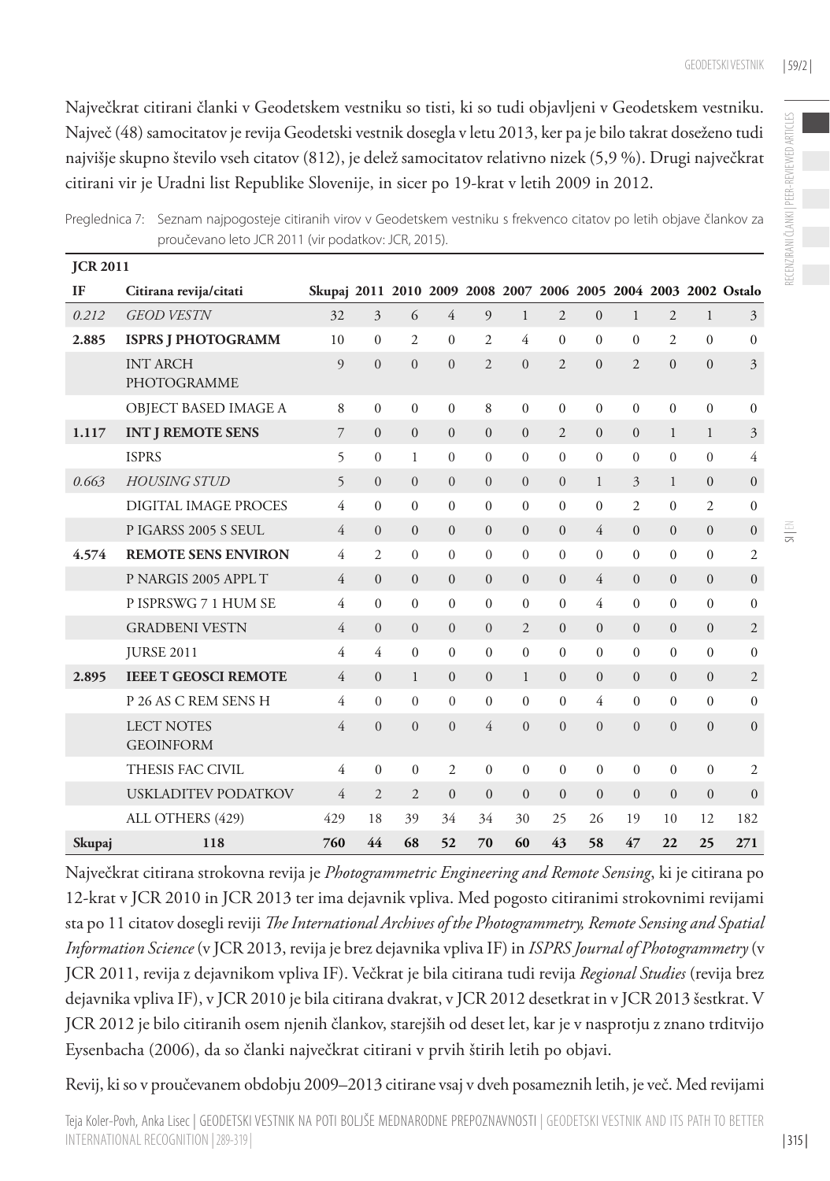Največkrat citirani članki v Geodetskem vestniku so tisti, ki so tudi objavljeni v Geodetskem vestniku. Največ (48) samocitatov je revija Geodetski vestnik dosegla v letu 2013, ker pa je bilo takrat doseženo tudi najvišje skupno število vseh citatov (812), je delež samocitatov relativno nizek (5,9 %). Drugi največkrat citirani vir je Uradni list Republike Slovenije, in sicer po 19-krat v letih 2009 in 2012.

Preglednica 7: Seznam najpogosteje citiranih virov v Geodetskem vestniku s frekvenco citatov po letih objave člankov za proučevano leto JCR 2011 (vir podatkov: JCR, 2015).

| **JCR 2011** | | | | | | | | | | | | | |
|---|---|---|---|---|---|---|---|---|---|---|---|---|---|
| **IF** | **Citirana revija/citati** | **Skupaj** | **2011** | **2010** | **2009** | **2008** | **2007** | **2006** | **2005** | **2004** | **2003** | **2002** | **Ostalo** |
| *0.212* | *GEOD VESTN* | 32 | 3 | 6 | 4 | 9 | 1 | 2 | 0 | 1 | 2 | 1 | 3 |
| **2.885** | **ISPRS J PHOTOGRAMM** | 10 | 0 | 2 | 0 | 2 | 4 | 0 | 0 | 0 | 2 | 0 | 0 |
| | INT ARCH PHOTOGRAMME | 9 | 0 | 0 | 0 | 2 | 0 | 2 | 0 | 2 | 0 | 0 | 3 |
| | OBJECT BASED IMAGE A | 8 | 0 | 0 | 0 | 8 | 0 | 0 | 0 | 0 | 0 | 0 | 0 |
| **1.117** | **INT J REMOTE SENS** | 7 | 0 | 0 | 0 | 0 | 0 | 2 | 0 | 0 | 1 | 1 | 3 |
| | ISPRS | 5 | 0 | 1 | 0 | 0 | 0 | 0 | 0 | 0 | 0 | 0 | 4 |
| *0.663* | *HOUSING STUD* | 5 | 0 | 0 | 0 | 0 | 0 | 0 | 1 | 3 | 1 | 0 | 0 |
| | DIGITAL IMAGE PROCES | 4 | 0 | 0 | 0 | 0 | 0 | 0 | 0 | 2 | 0 | 2 | 0 |
| | P IGARSS 2005 S SEUL | 4 | 0 | 0 | 0 | 0 | 0 | 0 | 4 | 0 | 0 | 0 | 0 |
| **4.574** | **REMOTE SENS ENVIRON** | 4 | 2 | 0 | 0 | 0 | 0 | 0 | 0 | 0 | 0 | 0 | 2 |
| | P NARGIS 2005 APPL T | 4 | 0 | 0 | 0 | 0 | 0 | 0 | 4 | 0 | 0 | 0 | 0 |
| | P ISPRSWG 7 1 HUM SE | 4 | 0 | 0 | 0 | 0 | 0 | 0 | 4 | 0 | 0 | 0 | 0 |
| | GRADBENI VESTN | 4 | 0 | 0 | 0 | 0 | 2 | 0 | 0 | 0 | 0 | 0 | 2 |
| | JURSE 2011 | 4 | 4 | 0 | 0 | 0 | 0 | 0 | 0 | 0 | 0 | 0 | 0 |
| **2.895** | **IEEE T GEOSCI REMOTE** | 4 | 0 | 1 | 0 | 0 | 1 | 0 | 0 | 0 | 0 | 0 | 2 |
| | P 26 AS C REM SENS H | 4 | 0 | 0 | 0 | 0 | 0 | 0 | 4 | 0 | 0 | 0 | 0 |
| | LECT NOTES GEOINFORM | 4 | 0 | 0 | 0 | 4 | 0 | 0 | 0 | 0 | 0 | 0 | 0 |
| | THESIS FAC CIVIL | 4 | 0 | 0 | 2 | 0 | 0 | 0 | 0 | 0 | 0 | 0 | 2 |
| | USKLADITEV PODATKOV | 4 | 2 | 2 | 0 | 0 | 0 | 0 | 0 | 0 | 0 | 0 | 0 |
| | ALL OTHERS (429) | 429 | 18 | 39 | 34 | 34 | 30 | 25 | 26 | 19 | 10 | 12 | 182 |
| **Skupaj** | **118** | **760** | **44** | **68** | **52** | **70** | **60** | **43** | **58** | **47** | **22** | **25** | **271** |

Največkrat citirana strokovna revija je *Photogrammetric Engineering and Remote Sensing*, ki je citirana po 12-krat v JCR 2010 in JCR 2013 ter ima dejavnik vpliva. Med pogosto citiranimi strokovnimi revijami sta po 11 citatov dosegli reviji *The International Archives of the Photogrammetry, Remote Sensing and Spatial Information Science* (v JCR 2013, revija je brez dejavnika vpliva IF) in *ISPRS Journal of Photogrammetry* (v JCR 2011, revija z dejavnikom vpliva IF). Večkrat je bila citirana tudi revija *Regional Studies* (revija brez dejavnika vpliva IF), v JCR 2010 je bila citirana dvakrat, v JCR 2012 desetkrat in v JCR 2013 šestkrat. V JCR 2012 je bilo citiranih osem njenih člankov, starejših od deset let, kar je v nasprotju z znano trditvijo Eysenbacha (2006), da so članki največkrat citirani v prvih štirih letih po objavi.

Revij, ki so v proučevanem obdobju 2009–2013 citirane vsaj v dveh posameznih letih, je več. Med revijami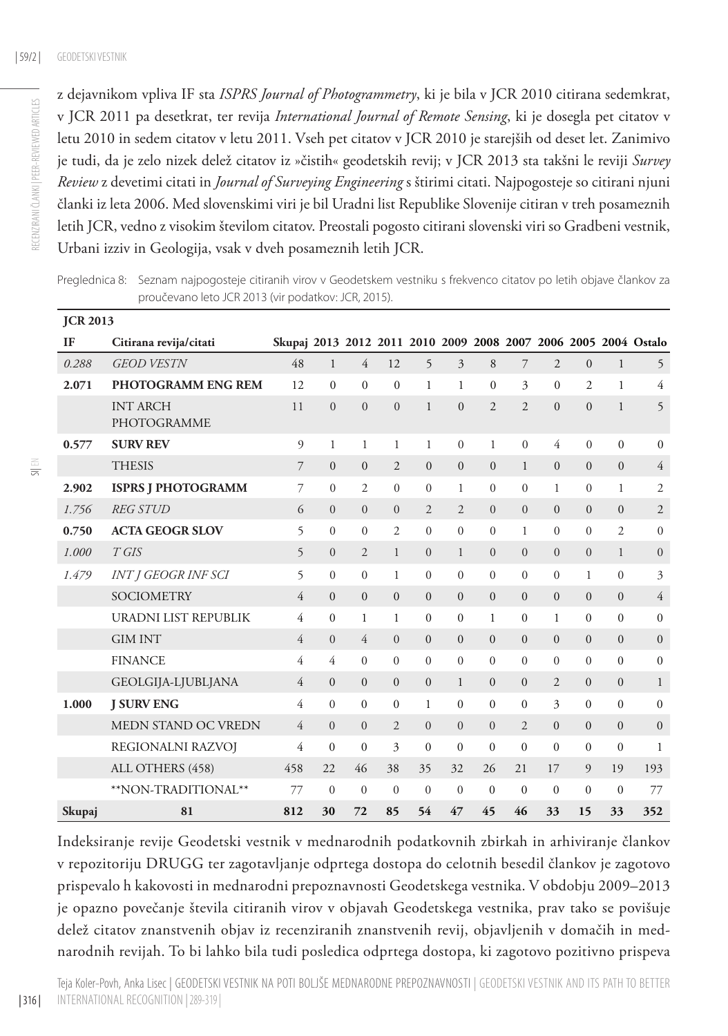z dejavnikom vpliva IF sta *ISPRS Journal of Photogrammetry*, ki je bila v JCR 2010 citirana sedemkrat, v JCR 2011 pa desetkrat, ter revija *International Journal of Remote Sensing*, ki je dosegla pet citatov v letu 2010 in sedem citatov v letu 2011. Vseh pet citatov v JCR 2010 je starejših od deset let. Zanimivo je tudi, da je zelo nizek delež citatov iz »čistih« geodetskih revij; v JCR 2013 sta takšni le reviji *Survey Review* z devetimi citati in *Journal of Surveying Engineering* s štirimi citati. Najpogosteje so citirani njuni članki iz leta 2006. Med slovenskimi viri je bil Uradni list Republike Slovenije citiran v treh posameznih letih JCR, vedno z visokim številom citatov. Preostali pogosto citirani slovenski viri so Gradbeni vestnik, Urbani izziv in Geologija, vsak v dveh posameznih letih JCR.

Preglednica 8: Seznam najpogosteje citiranih virov v Geodetskem vestniku s frekvenco citatov po letih objave člankov za proučevano leto JCR 2013 (vir podatkov: JCR, 2015).

| **JCR 2013** | | | | | | | | | | | | |
|---|---|---|---|---|---|---|---|---|---|---|---|---|
| **IF** | **Citirana revija/citati** | **Skupaj** | **2013** | **2012** | **2011** | **2010** | **2009** | **2008** | **2007** | **2006** | **2005** | **2004** | **Ostalo** |
| *0.288* | *GEOD VESTN* | 48 | 1 | 4 | 12 | 5 | 3 | 8 | 7 | 2 | 0 | 1 | 5 |
| **2.071** | **PHOTOGRAMM ENG REM** | 12 | 0 | 0 | 0 | 1 | 1 | 0 | 3 | 0 | 2 | 1 | 4 |
| | INT ARCH PHOTOGRAMME | 11 | 0 | 0 | 0 | 1 | 0 | 2 | 2 | 0 | 0 | 1 | 5 |
| **0.577** | **SURV REV** | 9 | 1 | 1 | 1 | 1 | 0 | 1 | 0 | 4 | 0 | 0 | 0 |
| | THESIS | 7 | 0 | 0 | 2 | 0 | 0 | 0 | 1 | 0 | 0 | 0 | 4 |
| **2.902** | **ISPRS J PHOTOGRAMM** | 7 | 0 | 2 | 0 | 0 | 1 | 0 | 0 | 1 | 0 | 1 | 2 |
| *1.756* | *REG STUD* | 6 | 0 | 0 | 0 | 2 | 2 | 0 | 0 | 0 | 0 | 0 | 2 |
| **0.750** | **ACTA GEOGR SLOV** | 5 | 0 | 0 | 2 | 0 | 0 | 0 | 1 | 0 | 0 | 2 | 0 |
| *1.000* | *T GIS* | 5 | 0 | 2 | 1 | 0 | 1 | 0 | 0 | 0 | 0 | 1 | 0 |
| *1.479* | *INT J GEOGR INF SCI* | 5 | 0 | 0 | 1 | 0 | 0 | 0 | 0 | 0 | 1 | 0 | 3 |
| | SOCIOMETRY | 4 | 0 | 0 | 0 | 0 | 0 | 0 | 0 | 0 | 0 | 0 | 4 |
| | URADNI LIST REPUBLIK | 4 | 0 | 1 | 1 | 0 | 0 | 1 | 0 | 1 | 0 | 0 | 0 |
| | GIM INT | 4 | 0 | 4 | 0 | 0 | 0 | 0 | 0 | 0 | 0 | 0 | 0 |
| | FINANCE | 4 | 4 | 0 | 0 | 0 | 0 | 0 | 0 | 0 | 0 | 0 | 0 |
| | GEOLGIJA-LJUBLJANA | 4 | 0 | 0 | 0 | 0 | 1 | 0 | 0 | 2 | 0 | 0 | 1 |
| **1.000** | **J SURV ENG** | 4 | 0 | 0 | 0 | 1 | 0 | 0 | 0 | 3 | 0 | 0 | 0 |
| | MEDN STAND OC VREDN | 4 | 0 | 0 | 2 | 0 | 0 | 0 | 2 | 0 | 0 | 0 | 0 |
| | REGIONALNI RAZVOJ | 4 | 0 | 0 | 3 | 0 | 0 | 0 | 0 | 0 | 0 | 0 | 1 |
| | ALL OTHERS (458) | 458 | 22 | 46 | 38 | 35 | 32 | 26 | 21 | 17 | 9 | 19 | 193 |
| | \*\*NON-TRADITIONAL\*\* | 77 | 0 | 0 | 0 | 0 | 0 | 0 | 0 | 0 | 0 | 0 | 77 |
| **Skupaj** | **81** | **812** | **30** | **72** | **85** | **54** | **47** | **45** | **46** | **33** | **15** | **33** | **352** |

Indeksiranje revije Geodetski vestnik v mednarodnih podatkovnih zbirkah in arhiviranje člankov v repozitoriju DRUGG ter zagotavljanje odprtega dostopa do celotnih besedil člankov je zagotovo prispevalo h kakovosti in mednarodni prepoznavnosti Geodetskega vestnika. V obdobju 2009–2013 je opazno povečanje števila citiranih virov v objavah Geodetskega vestnika, prav tako se povišuje delež citatov znanstvenih objav iz recenziranih znanstvenih revij, objavljenih v domačih in mednarodnih revijah. To bi lahko bila tudi posledica odprtega dostopa, ki zagotovo pozitivno prispeva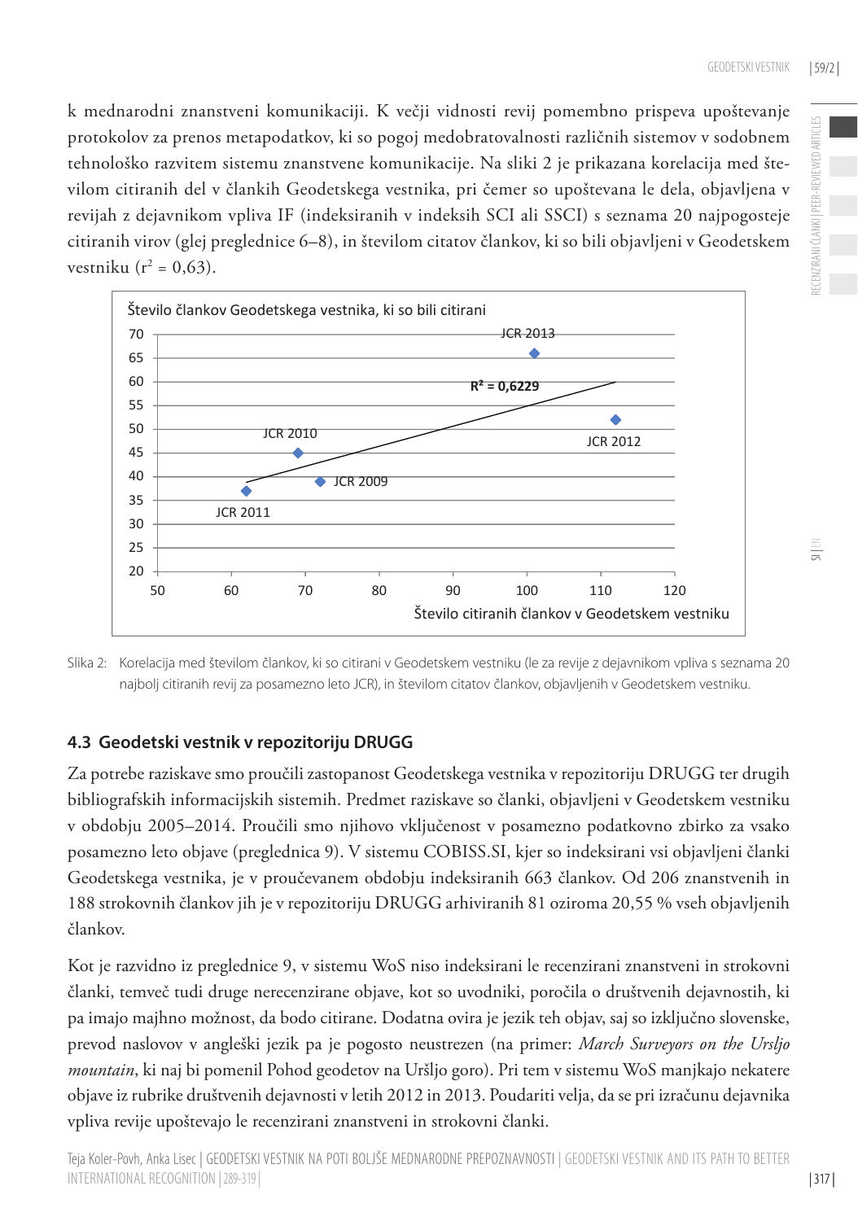k mednarodni znanstveni komunikaciji. K večji vidnosti revij pomembno prispeva upoštevanje protokolov za prenos metapodatkov, ki so pogoj medobratovalnosti različnih sistemov v sodobnem tehnološko razvitem sistemu znanstvene komunikacije. Na sliki 2 je prikazana korelacija med številom citiranih del v člankih Geodetskega vestnika, pri čemer so upoštevana le dela, objavljena v revijah z dejavnikom vpliva IF (indeksiranih v indeksih SCI ali SSCI) s seznama 20 najpogosteje citiranih virov (glej preglednice 6–8), in številom citatov člankov, ki so bili objavljeni v Geodetskem vestniku ($r^2 = 0{,}63$).

Slika 2: Korelacija med številom člankov, ki so citirani v Geodetskem vestniku (le za revije z dejavnikom vpliva s seznama 20 najbolj citiranih revij za posamezno leto JCR), in številom citatov člankov, objavljenih v Geodetskem vestniku.

## 4.3 Geodetski vestnik v repozitoriju DRUGG

Za potrebe raziskave smo proučili zastopanost Geodetskega vestnika v repozitoriju DRUGG ter drugih bibliografskih informacijskih sistemih. Predmet raziskave so članki, objavljeni v Geodetskem vestniku v obdobju 2005–2014. Proučili smo njihovo vključenost v posamezno podatkovno zbirko za vsako posamezno leto objave (preglednica 9). V sistemu COBISS.SI, kjer so indeksirani vsi objavljeni članki Geodetskega vestnika, je v proučevanem obdobju indeksiranih 663 člankov. Od 206 znanstvenih in 188 strokovnih člankov jih je v repozitoriju DRUGG arhiviranih 81 oziroma 20,55 % vseh objavljenih člankov.

Kot je razvidno iz preglednice 9, v sistemu WoS niso indeksirani le recenzirani znanstveni in strokovni članki, temveč tudi druge nerecenzirane objave, kot so uvodniki, poročila o društvenih dejavnostih, ki pa imajo majhno možnost, da bodo citirane. Dodatna ovira je jezik teh objav, saj so izključno slovenske, prevod naslovov v angleški jezik pa je pogosto neustrezen (na primer: *March Surveyors on the Urslјo mountain*, ki naj bi pomenil Pohod geodetov na Uršljo goro). Pri tem v sistemu WoS manjkajo nekatere objave iz rubrike društvenih dejavnosti v letih 2012 in 2013. Poudariti velja, da se pri izračunu dejavnika vpliva revije upoštevajo le recenzirani znanstveni in strokovni članki.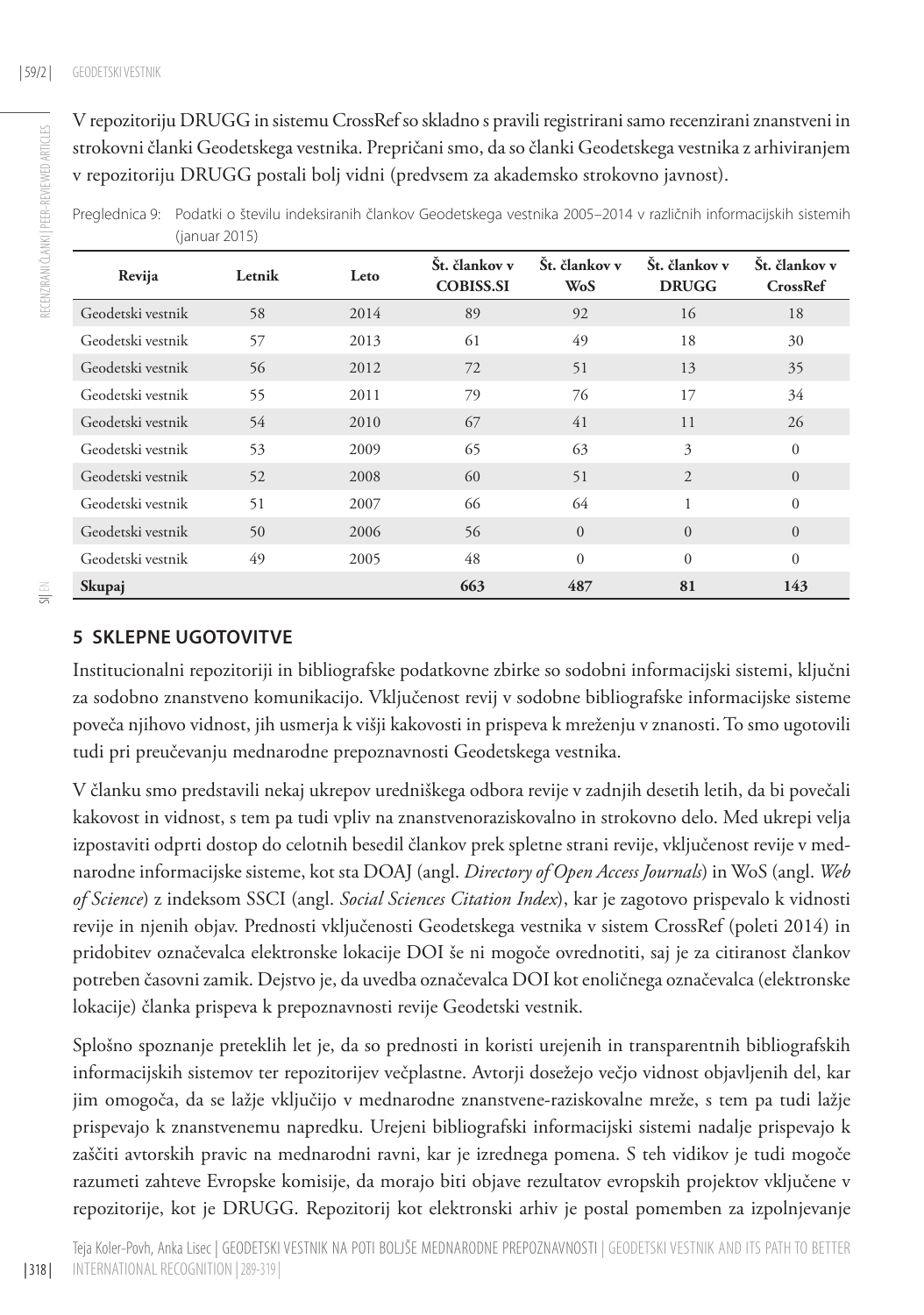V repozitoriju DRUGG in sistemu CrossRef so skladno s pravili registrirani samo recenzirani znanstveni in strokovni članki Geodetskega vestnika. Prepričani smo, da so članki Geodetskega vestnika z arhiviranjem v repozitoriju DRUGG postali bolj vidni (predvsem za akademsko strokovno javnost).

Preglednica 9: Podatki o številu indeksiranih člankov Geodetskega vestnika 2005–2014 v različnih informacijskih sistemih (januar 2015)

| Revija | Letnik | Leto | Št. člankov v COBISS.SI | Št. člankov v WoS | Št. člankov v DRUGG | Št. člankov v CrossRef |
|---|---|---|---|---|---|---|
| Geodetski vestnik | 58 | 2014 | 89 | 92 | 16 | 18 |
| Geodetski vestnik | 57 | 2013 | 61 | 49 | 18 | 30 |
| Geodetski vestnik | 56 | 2012 | 72 | 51 | 13 | 35 |
| Geodetski vestnik | 55 | 2011 | 79 | 76 | 17 | 34 |
| Geodetski vestnik | 54 | 2010 | 67 | 41 | 11 | 26 |
| Geodetski vestnik | 53 | 2009 | 65 | 63 | 3 | 0 |
| Geodetski vestnik | 52 | 2008 | 60 | 51 | 2 | 0 |
| Geodetski vestnik | 51 | 2007 | 66 | 64 | 1 | 0 |
| Geodetski vestnik | 50 | 2006 | 56 | 0 | 0 | 0 |
| Geodetski vestnik | 49 | 2005 | 48 | 0 | 0 | 0 |
| **Skupaj** | | | **663** | **487** | **81** | **143** |

## 5 SKLEPNE UGOTOVITVE

Institucionalni repozitoriji in bibliografske podatkovne zbirke so sodobni informacijski sistemi, ključni za sodobno znanstveno komunikacijo. Vključenost revij v sodobne bibliografske informacijske sisteme poveča njihovo vidnost, jih usmerja k višji kakovosti in prispeva k mreženju v znanosti. To smo ugotovili tudi pri preučevanju mednarodne prepoznavnosti Geodetskega vestnika.

V članku smo predstavili nekaj ukrepov uredniškega odbora revije v zadnjih desetih letih, da bi povečali kakovost in vidnost, s tem pa tudi vpliv na znanstvenoraziskovalno in strokovno delo. Med ukrepi velja izpostaviti odprti dostop do celotnih besedil člankov prek spletne strani revije, vključenost revije v mednarodne informacijske sisteme, kot sta DOAJ (angl. *Directory of Open Access Journals*) in WoS (angl. *Web of Science*) z indeksom SSCI (angl. *Social Sciences Citation Index*), kar je zagotovo prispevalo k vidnosti revije in njenih objav. Prednosti vključenosti Geodetskega vestnika v sistem CrossRef (poleti 2014) in pridobitev označevalca elektronske lokacije DOI še ni mogoče ovrednotiti, saj je za citiranost člankov potreben časovni zamik. Dejstvo je, da uvedba označevalca DOI kot enoličnega označevalca (elektronske lokacije) članka prispeva k prepoznavnosti revije Geodetski vestnik.

Splošno spoznanje preteklih let je, da so prednosti in koristi urejenih in transparentnih bibliografskih informacijskih sistemov ter repozitorijev večplastne. Avtorji dosežejo večjo vidnost objavljenih del, kar jim omogoča, da se lažje vključijo v mednarodne znanstvene-raziskovalne mreže, s tem pa tudi lažje prispevajo k znanstvenemu napredku. Urejeni bibliografski informacijski sistemi nadalje prispevajo k zaščiti avtorskih pravic na mednarodni ravni, kar je izrednega pomena. S teh vidikov je tudi mogoče razumeti zahteve Evropske komisije, da morajo biti objave rezultatov evropskih projektov vključene v repozitorije, kot je DRUGG. Repozitorij kot elektronski arhiv je postal pomemben za izpolnjevanje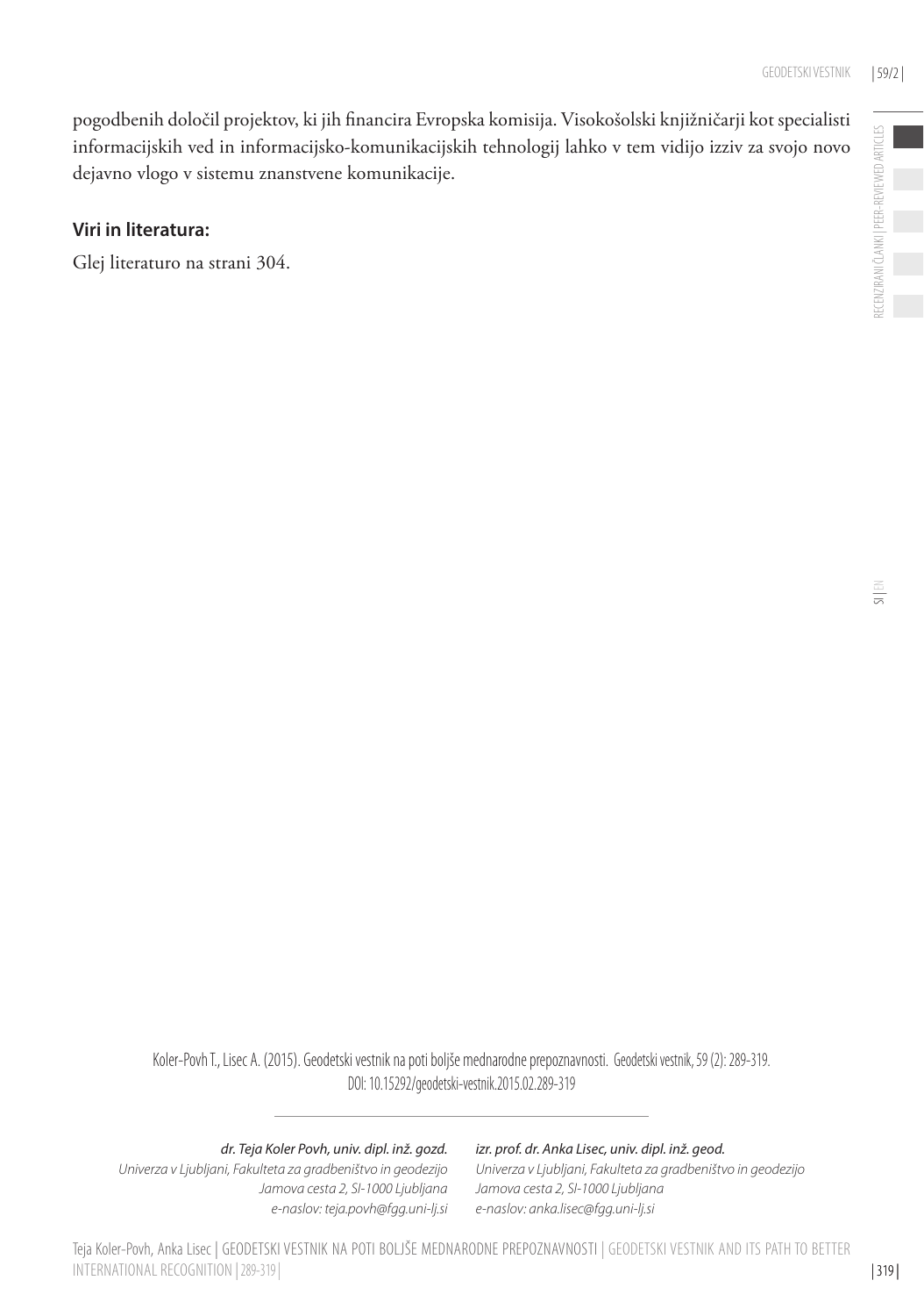pogodbenih določil projektov, ki jih financira Evropska komisija. Visokošolski knjižničarji kot specialisti informacijskih ved in informacijsko-komunikacijskih tehnologij lahko v tem vidijo izziv za svojo novo dejavno vlogo v sistemu znanstvene komunikacije.

**Viri in literatura:**

Glej literaturo na strani 304.

Koler-Povh T., Lisec A. (2015). Geodetski vestnik na poti boljše mednarodne prepoznavnosti. Geodetski vestnik, 59 (2): 289-319.
DOI: 10.15292/geodetski-vestnik.2015.02.289-319

*dr. Teja Koler Povh, univ. dipl. inž. gozd.*
*Univerza v Ljubljani, Fakulteta za gradbeništvo in geodezijo*
*Jamova cesta 2, SI-1000 Ljubljana*
*e-naslov: teja.povh@fgg.uni-lj.si*

*izr. prof. dr. Anka Lisec, univ. dipl. inž. geod.*
*Univerza v Ljubljani, Fakulteta za gradbeništvo in geodezijo*
*Jamova cesta 2, SI-1000 Ljubljana*
*e-naslov: anka.lisec@fgg.uni-lj.si*